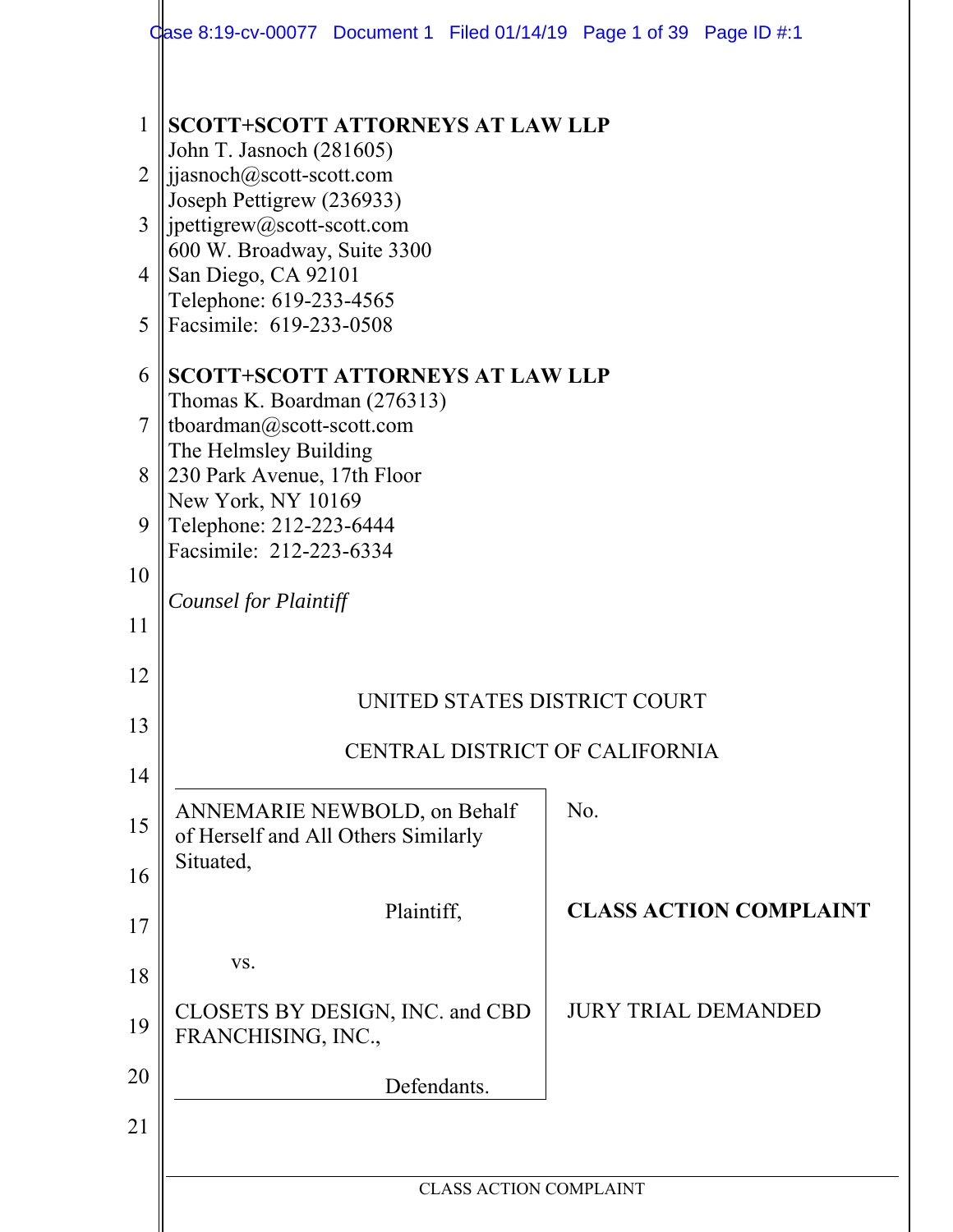**SCOTT+SCOTT ATTORNEYS AT LAW LLP**
John T. Jasnoch (281605)
jjasnoch@scott-scott.com
Joseph Pettigrew (236933)
jpettigrew@scott-scott.com
600 W. Broadway, Suite 3300
San Diego, CA 92101
Telephone: 619-233-4565
Facsimile: 619-233-0508

**SCOTT+SCOTT ATTORNEYS AT LAW LLP**
Thomas K. Boardman (276313)
tboardman@scott-scott.com
The Helmsley Building
230 Park Avenue, 17th Floor
New York, NY 10169
Telephone: 212-223-6444
Facsimile: 212-223-6334

*Counsel for Plaintiff*

UNITED STATES DISTRICT COURT

CENTRAL DISTRICT OF CALIFORNIA

| | |
|---|---|
| ANNEMARIE NEWBOLD, on Behalf of Herself and All Others Similarly Situated, | No. |
| Plaintiff, | **CLASS ACTION COMPLAINT** |
| vs. | |
| CLOSETS BY DESIGN, INC. and CBD FRANCHISING, INC., | JURY TRIAL DEMANDED |
| Defendants. | |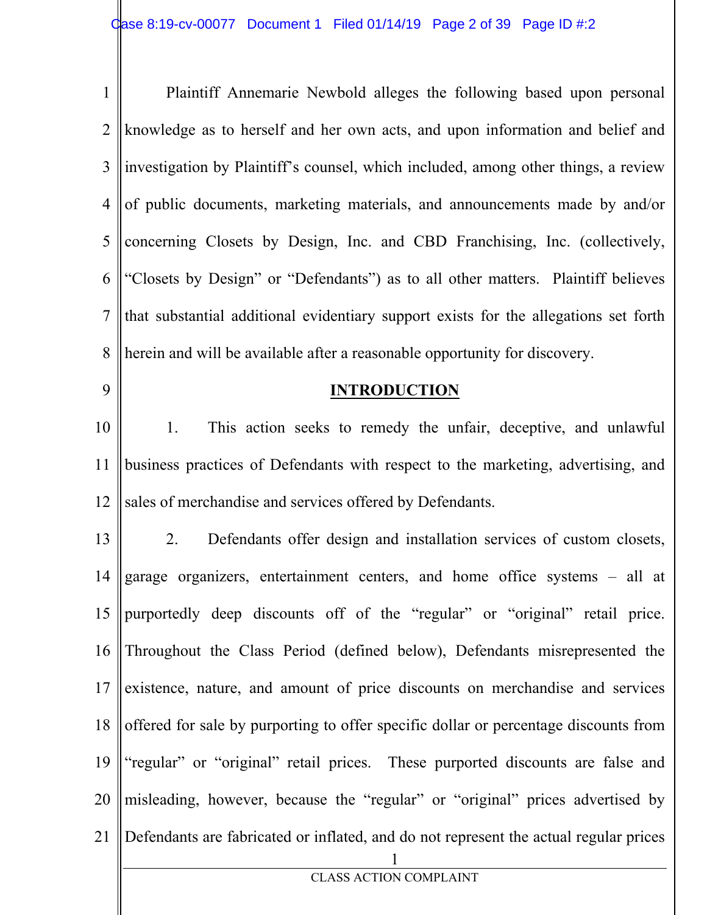Plaintiff Annemarie Newbold alleges the following based upon personal knowledge as to herself and her own acts, and upon information and belief and investigation by Plaintiff's counsel, which included, among other things, a review of public documents, marketing materials, and announcements made by and/or concerning Closets by Design, Inc. and CBD Franchising, Inc. (collectively, "Closets by Design" or "Defendants") as to all other matters. Plaintiff believes that substantial additional evidentiary support exists for the allegations set forth herein and will be available after a reasonable opportunity for discovery.

## INTRODUCTION

1. This action seeks to remedy the unfair, deceptive, and unlawful business practices of Defendants with respect to the marketing, advertising, and sales of merchandise and services offered by Defendants.

2. Defendants offer design and installation services of custom closets, garage organizers, entertainment centers, and home office systems – all at purportedly deep discounts off of the "regular" or "original" retail price. Throughout the Class Period (defined below), Defendants misrepresented the existence, nature, and amount of price discounts on merchandise and services offered for sale by purporting to offer specific dollar or percentage discounts from "regular" or "original" retail prices. These purported discounts are false and misleading, however, because the "regular" or "original" prices advertised by Defendants are fabricated or inflated, and do not represent the actual regular prices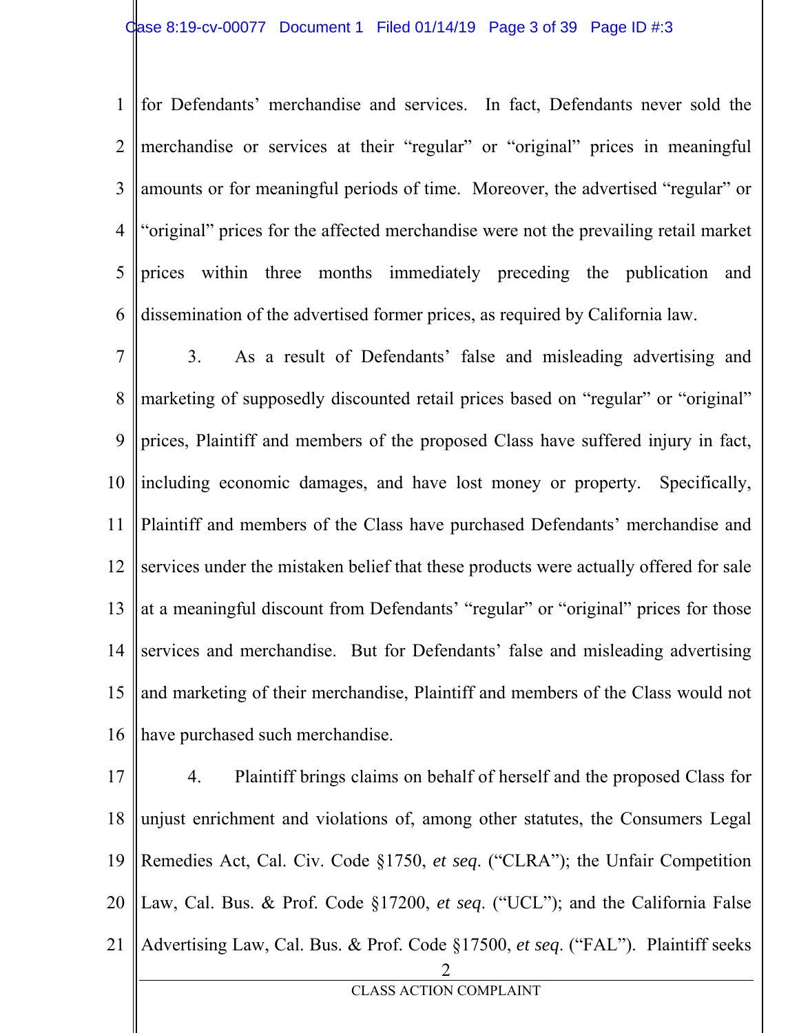for Defendants' merchandise and services. In fact, Defendants never sold the merchandise or services at their "regular" or "original" prices in meaningful amounts or for meaningful periods of time. Moreover, the advertised "regular" or "original" prices for the affected merchandise were not the prevailing retail market prices within three months immediately preceding the publication and dissemination of the advertised former prices, as required by California law.

3. As a result of Defendants' false and misleading advertising and marketing of supposedly discounted retail prices based on "regular" or "original" prices, Plaintiff and members of the proposed Class have suffered injury in fact, including economic damages, and have lost money or property. Specifically, Plaintiff and members of the Class have purchased Defendants' merchandise and services under the mistaken belief that these products were actually offered for sale at a meaningful discount from Defendants' "regular" or "original" prices for those services and merchandise. But for Defendants' false and misleading advertising and marketing of their merchandise, Plaintiff and members of the Class would not have purchased such merchandise.

4. Plaintiff brings claims on behalf of herself and the proposed Class for unjust enrichment and violations of, among other statutes, the Consumers Legal Remedies Act, Cal. Civ. Code §1750, *et seq*. ("CLRA"); the Unfair Competition Law, Cal. Bus. & Prof. Code §17200, *et seq*. ("UCL"); and the California False Advertising Law, Cal. Bus. & Prof. Code §17500, *et seq*. ("FAL"). Plaintiff seeks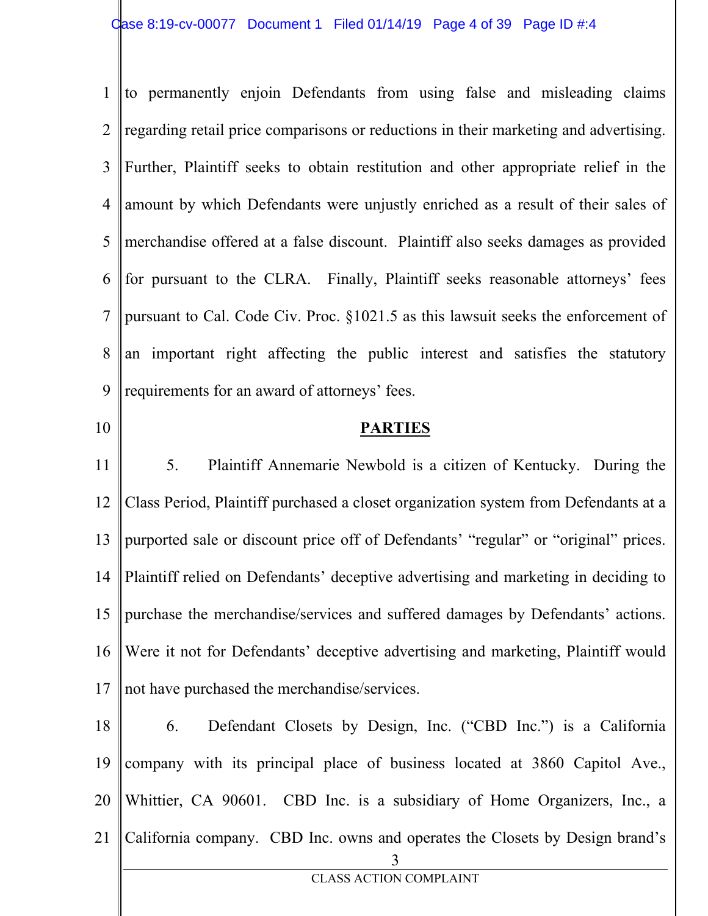to permanently enjoin Defendants from using false and misleading claims regarding retail price comparisons or reductions in their marketing and advertising. Further, Plaintiff seeks to obtain restitution and other appropriate relief in the amount by which Defendants were unjustly enriched as a result of their sales of merchandise offered at a false discount. Plaintiff also seeks damages as provided for pursuant to the CLRA. Finally, Plaintiff seeks reasonable attorneys' fees pursuant to Cal. Code Civ. Proc. §1021.5 as this lawsuit seeks the enforcement of an important right affecting the public interest and satisfies the statutory requirements for an award of attorneys' fees.

## PARTIES

5. Plaintiff Annemarie Newbold is a citizen of Kentucky. During the Class Period, Plaintiff purchased a closet organization system from Defendants at a purported sale or discount price off of Defendants' "regular" or "original" prices. Plaintiff relied on Defendants' deceptive advertising and marketing in deciding to purchase the merchandise/services and suffered damages by Defendants' actions. Were it not for Defendants' deceptive advertising and marketing, Plaintiff would not have purchased the merchandise/services.

6. Defendant Closets by Design, Inc. ("CBD Inc.") is a California company with its principal place of business located at 3860 Capitol Ave., Whittier, CA 90601. CBD Inc. is a subsidiary of Home Organizers, Inc., a California company. CBD Inc. owns and operates the Closets by Design brand's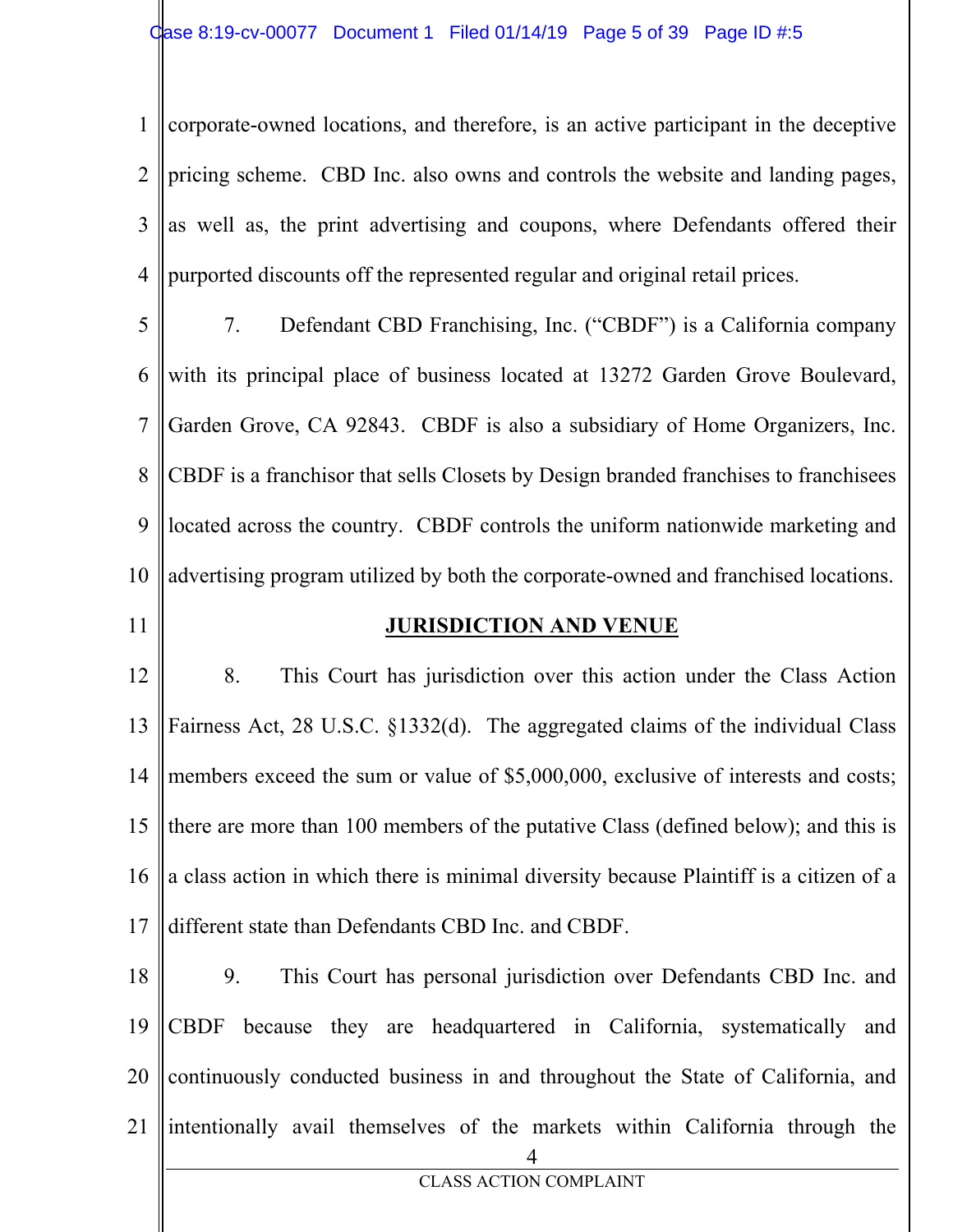corporate-owned locations, and therefore, is an active participant in the deceptive pricing scheme. CBD Inc. also owns and controls the website and landing pages, as well as, the print advertising and coupons, where Defendants offered their purported discounts off the represented regular and original retail prices.

7. Defendant CBD Franchising, Inc. ("CBDF") is a California company with its principal place of business located at 13272 Garden Grove Boulevard, Garden Grove, CA 92843. CBDF is also a subsidiary of Home Organizers, Inc. CBDF is a franchisor that sells Closets by Design branded franchises to franchisees located across the country. CBDF controls the uniform nationwide marketing and advertising program utilized by both the corporate-owned and franchised locations.

## JURISDICTION AND VENUE

8. This Court has jurisdiction over this action under the Class Action Fairness Act, 28 U.S.C. §1332(d). The aggregated claims of the individual Class members exceed the sum or value of $5,000,000, exclusive of interests and costs; there are more than 100 members of the putative Class (defined below); and this is a class action in which there is minimal diversity because Plaintiff is a citizen of a different state than Defendants CBD Inc. and CBDF.

9. This Court has personal jurisdiction over Defendants CBD Inc. and CBDF because they are headquartered in California, systematically and continuously conducted business in and throughout the State of California, and intentionally avail themselves of the markets within California through the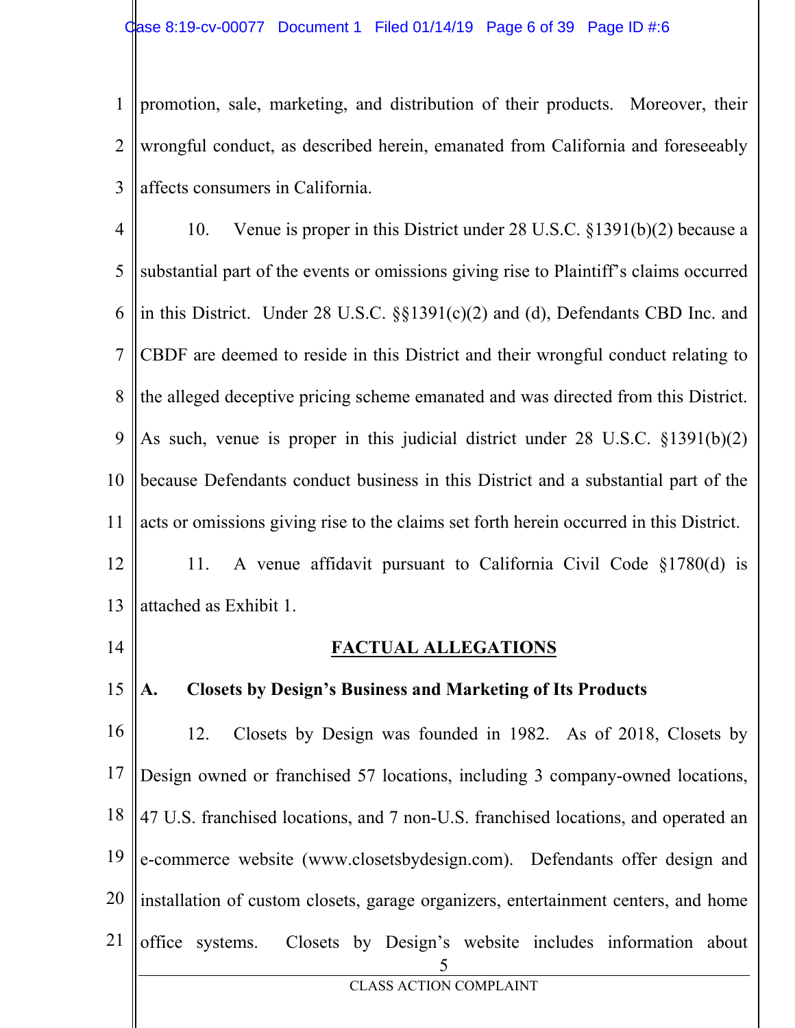promotion, sale, marketing, and distribution of their products. Moreover, their wrongful conduct, as described herein, emanated from California and foreseeably affects consumers in California.

10. Venue is proper in this District under 28 U.S.C. §1391(b)(2) because a substantial part of the events or omissions giving rise to Plaintiff's claims occurred in this District. Under 28 U.S.C. §§1391(c)(2) and (d), Defendants CBD Inc. and CBDF are deemed to reside in this District and their wrongful conduct relating to the alleged deceptive pricing scheme emanated and was directed from this District. As such, venue is proper in this judicial district under 28 U.S.C. §1391(b)(2) because Defendants conduct business in this District and a substantial part of the acts or omissions giving rise to the claims set forth herein occurred in this District.

11. A venue affidavit pursuant to California Civil Code §1780(d) is attached as Exhibit 1.

## FACTUAL ALLEGATIONS

### A. Closets by Design's Business and Marketing of Its Products

12. Closets by Design was founded in 1982. As of 2018, Closets by Design owned or franchised 57 locations, including 3 company-owned locations, 47 U.S. franchised locations, and 7 non-U.S. franchised locations, and operated an e-commerce website (www.closetsbydesign.com). Defendants offer design and installation of custom closets, garage organizers, entertainment centers, and home office systems. Closets by Design's website includes information about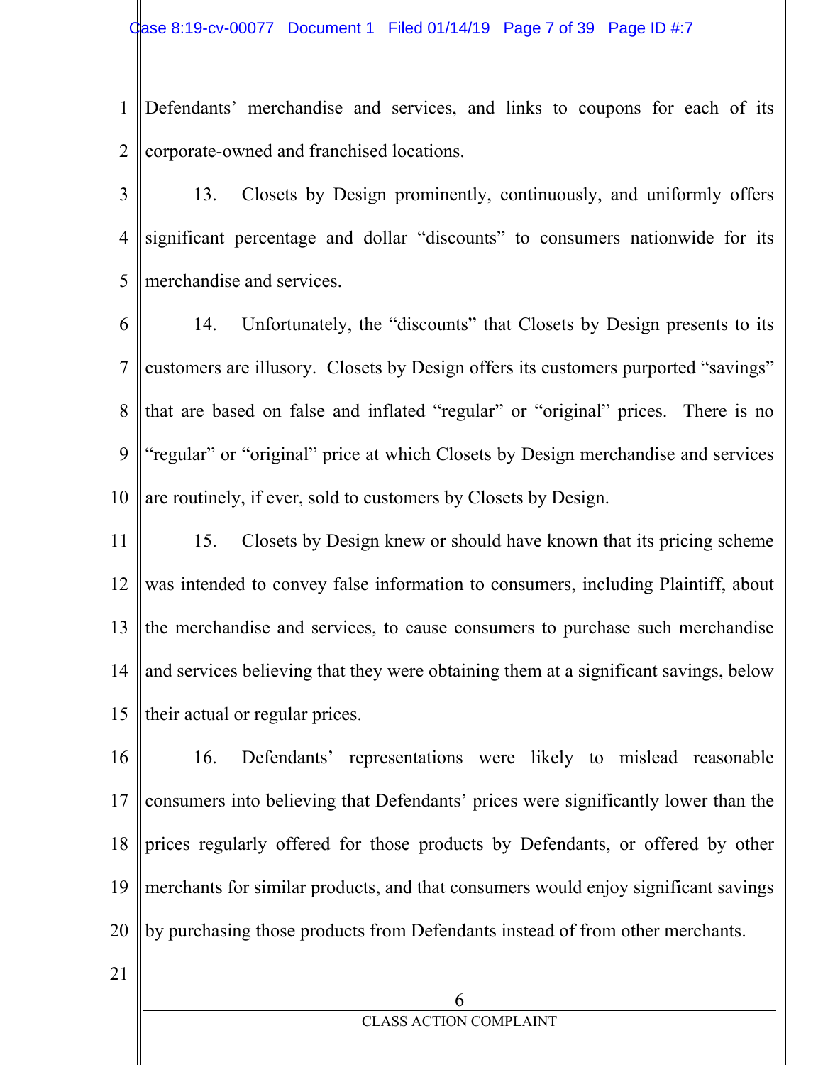Defendants' merchandise and services, and links to coupons for each of its corporate-owned and franchised locations.

13. Closets by Design prominently, continuously, and uniformly offers significant percentage and dollar "discounts" to consumers nationwide for its merchandise and services.

14. Unfortunately, the "discounts" that Closets by Design presents to its customers are illusory. Closets by Design offers its customers purported "savings" that are based on false and inflated "regular" or "original" prices. There is no "regular" or "original" price at which Closets by Design merchandise and services are routinely, if ever, sold to customers by Closets by Design.

15. Closets by Design knew or should have known that its pricing scheme was intended to convey false information to consumers, including Plaintiff, about the merchandise and services, to cause consumers to purchase such merchandise and services believing that they were obtaining them at a significant savings, below their actual or regular prices.

16. Defendants' representations were likely to mislead reasonable consumers into believing that Defendants' prices were significantly lower than the prices regularly offered for those products by Defendants, or offered by other merchants for similar products, and that consumers would enjoy significant savings by purchasing those products from Defendants instead of from other merchants.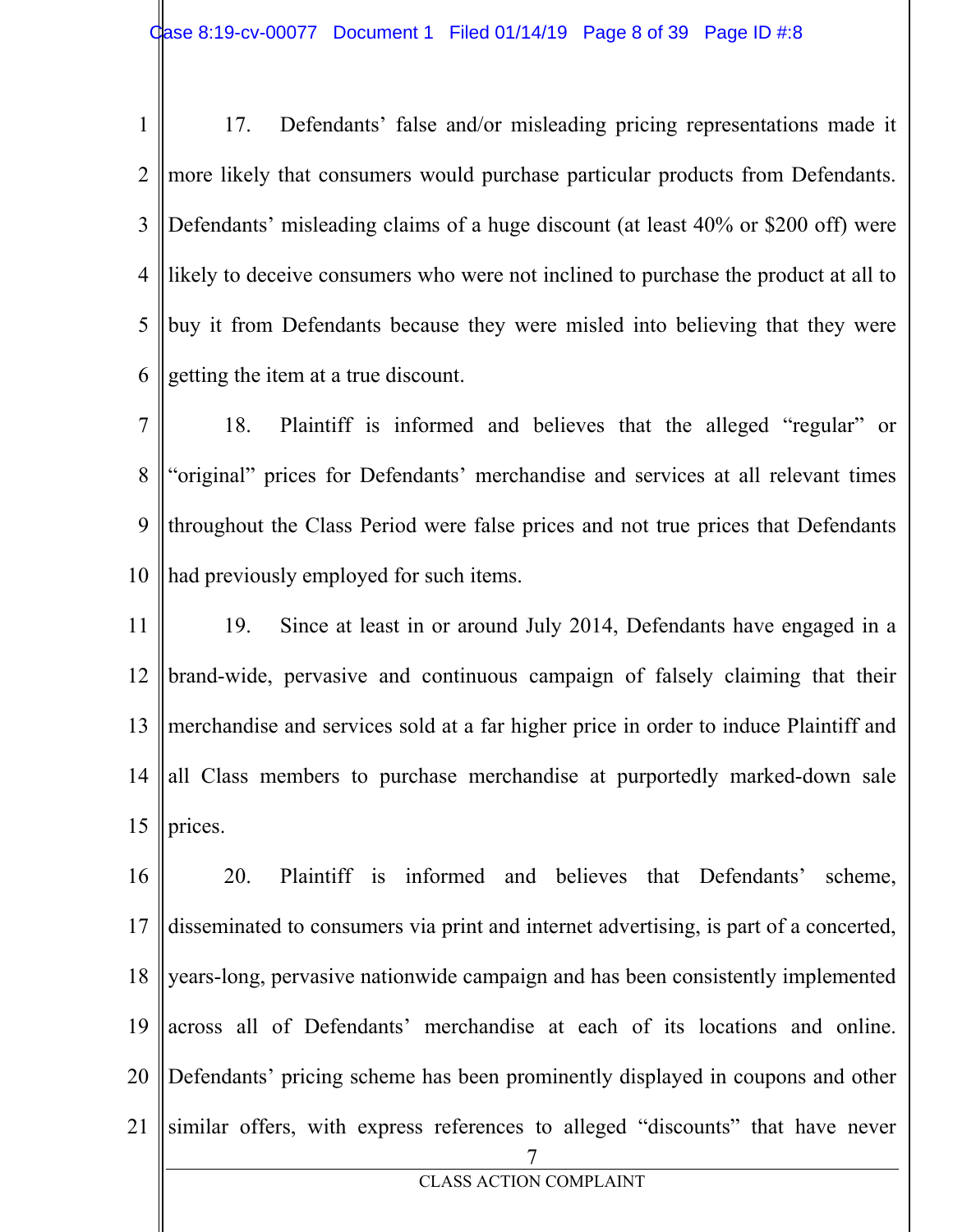17. Defendants' false and/or misleading pricing representations made it more likely that consumers would purchase particular products from Defendants. Defendants' misleading claims of a huge discount (at least 40% or $200 off) were likely to deceive consumers who were not inclined to purchase the product at all to buy it from Defendants because they were misled into believing that they were getting the item at a true discount.

18. Plaintiff is informed and believes that the alleged "regular" or "original" prices for Defendants' merchandise and services at all relevant times throughout the Class Period were false prices and not true prices that Defendants had previously employed for such items.

19. Since at least in or around July 2014, Defendants have engaged in a brand-wide, pervasive and continuous campaign of falsely claiming that their merchandise and services sold at a far higher price in order to induce Plaintiff and all Class members to purchase merchandise at purportedly marked-down sale prices.

20. Plaintiff is informed and believes that Defendants' scheme, disseminated to consumers via print and internet advertising, is part of a concerted, years-long, pervasive nationwide campaign and has been consistently implemented across all of Defendants' merchandise at each of its locations and online. Defendants' pricing scheme has been prominently displayed in coupons and other similar offers, with express references to alleged "discounts" that have never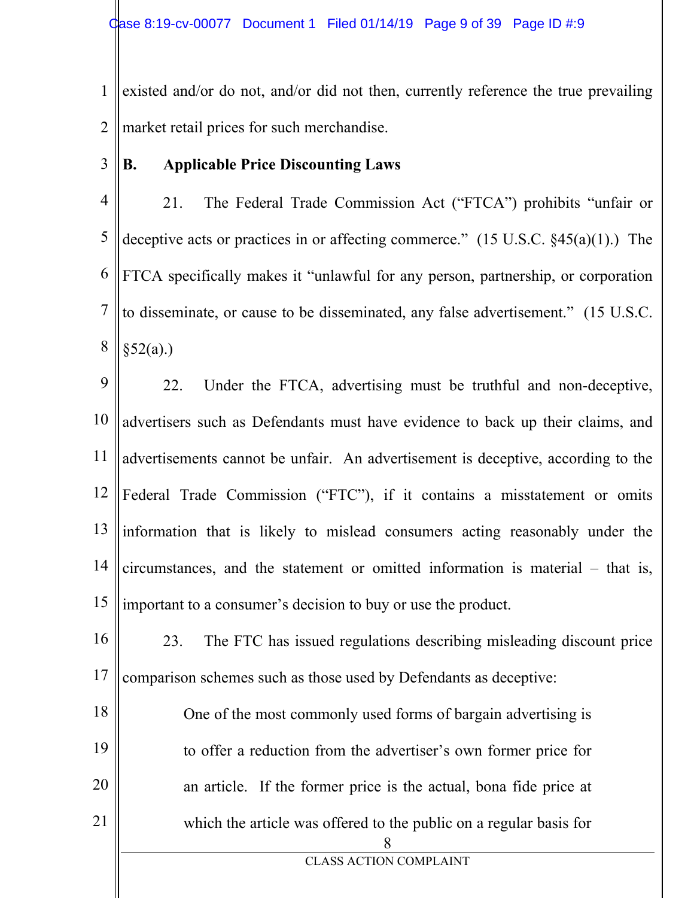existed and/or do not, and/or did not then, currently reference the true prevailing market retail prices for such merchandise.

**B. Applicable Price Discounting Laws**

21. The Federal Trade Commission Act ("FTCA") prohibits "unfair or deceptive acts or practices in or affecting commerce." (15 U.S.C. §45(a)(1).) The FTCA specifically makes it "unlawful for any person, partnership, or corporation to disseminate, or cause to be disseminated, any false advertisement." (15 U.S.C. §52(a).)

22. Under the FTCA, advertising must be truthful and non-deceptive, advertisers such as Defendants must have evidence to back up their claims, and advertisements cannot be unfair. An advertisement is deceptive, according to the Federal Trade Commission ("FTC"), if it contains a misstatement or omits information that is likely to mislead consumers acting reasonably under the circumstances, and the statement or omitted information is material – that is, important to a consumer's decision to buy or use the product.

23. The FTC has issued regulations describing misleading discount price comparison schemes such as those used by Defendants as deceptive:

> One of the most commonly used forms of bargain advertising is to offer a reduction from the advertiser's own former price for an article. If the former price is the actual, bona fide price at which the article was offered to the public on a regular basis for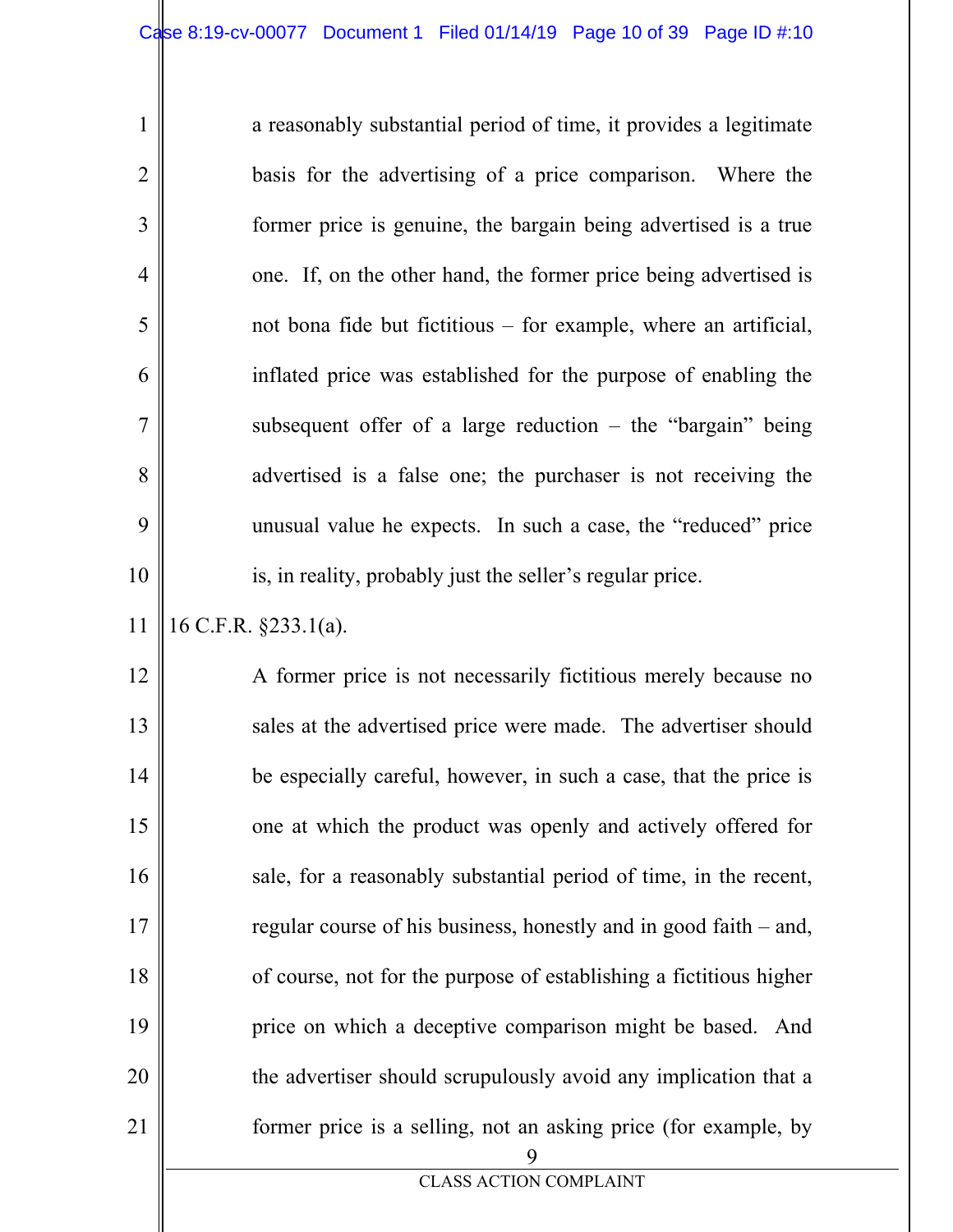> a reasonably substantial period of time, it provides a legitimate basis for the advertising of a price comparison. Where the former price is genuine, the bargain being advertised is a true one. If, on the other hand, the former price being advertised is not bona fide but fictitious – for example, where an artificial, inflated price was established for the purpose of enabling the subsequent offer of a large reduction – the "bargain" being advertised is a false one; the purchaser is not receiving the unusual value he expects. In such a case, the "reduced" price is, in reality, probably just the seller's regular price.

16 C.F.R. §233.1(a).

> A former price is not necessarily fictitious merely because no sales at the advertised price were made. The advertiser should be especially careful, however, in such a case, that the price is one at which the product was openly and actively offered for sale, for a reasonably substantial period of time, in the recent, regular course of his business, honestly and in good faith – and, of course, not for the purpose of establishing a fictitious higher price on which a deceptive comparison might be based. And the advertiser should scrupulously avoid any implication that a former price is a selling, not an asking price (for example, by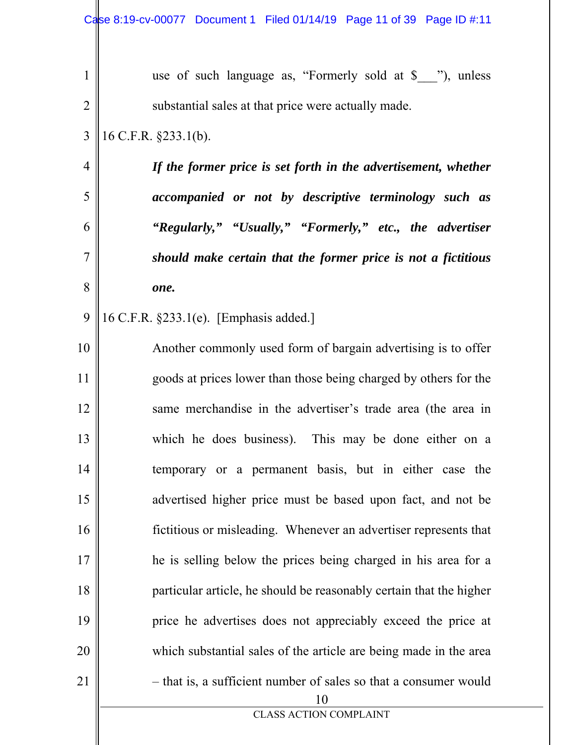> use of such language as, "Formerly sold at $___"), unless substantial sales at that price were actually made.

16 C.F.R. §233.1(b).

> ***If the former price is set forth in the advertisement, whether accompanied or not by descriptive terminology such as "Regularly," "Usually," "Formerly," etc., the advertiser should make certain that the former price is not a fictitious one.***

16 C.F.R. §233.1(e). [Emphasis added.]

> Another commonly used form of bargain advertising is to offer goods at prices lower than those being charged by others for the same merchandise in the advertiser's trade area (the area in which he does business). This may be done either on a temporary or a permanent basis, but in either case the advertised higher price must be based upon fact, and not be fictitious or misleading. Whenever an advertiser represents that he is selling below the prices being charged in his area for a particular article, he should be reasonably certain that the higher price he advertises does not appreciably exceed the price at which substantial sales of the article are being made in the area – that is, a sufficient number of sales so that a consumer would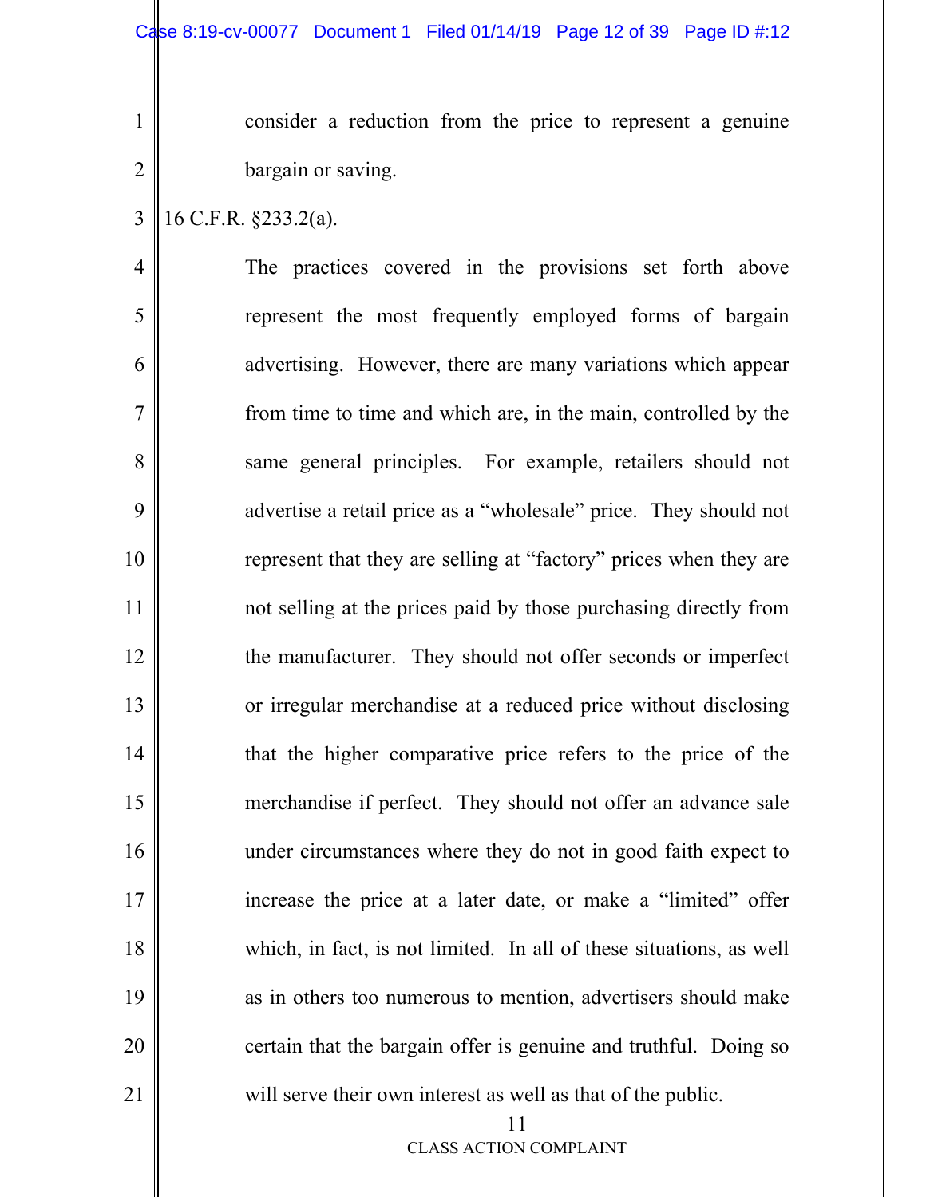> consider a reduction from the price to represent a genuine bargain or saving.

16 C.F.R. §233.2(a).

> The practices covered in the provisions set forth above represent the most frequently employed forms of bargain advertising. However, there are many variations which appear from time to time and which are, in the main, controlled by the same general principles. For example, retailers should not advertise a retail price as a "wholesale" price. They should not represent that they are selling at "factory" prices when they are not selling at the prices paid by those purchasing directly from the manufacturer. They should not offer seconds or imperfect or irregular merchandise at a reduced price without disclosing that the higher comparative price refers to the price of the merchandise if perfect. They should not offer an advance sale under circumstances where they do not in good faith expect to increase the price at a later date, or make a "limited" offer which, in fact, is not limited. In all of these situations, as well as in others too numerous to mention, advertisers should make certain that the bargain offer is genuine and truthful. Doing so will serve their own interest as well as that of the public.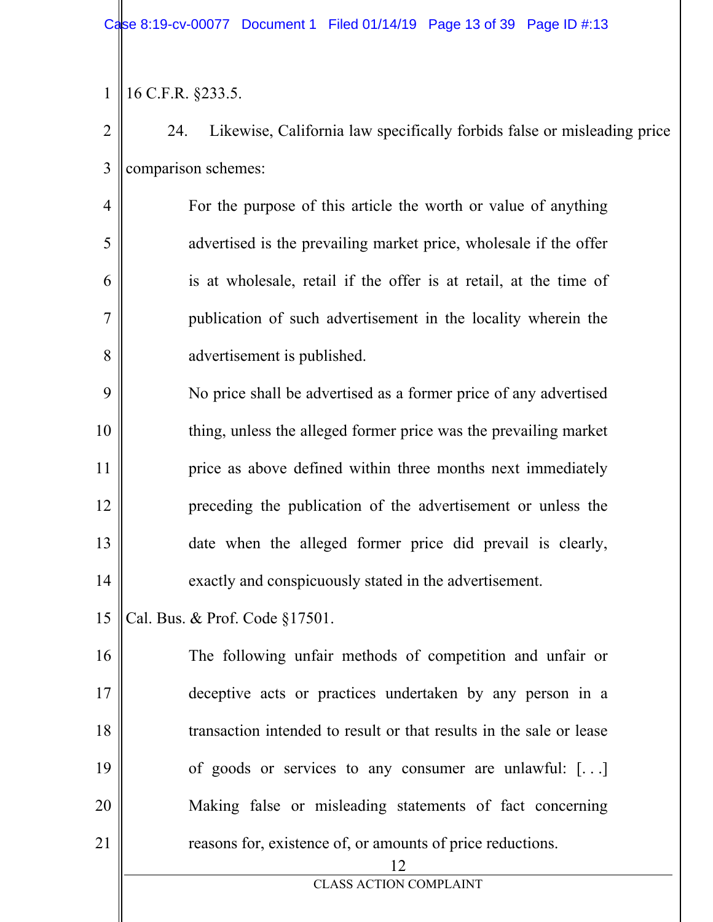16 C.F.R. §233.5.

24. Likewise, California law specifically forbids false or misleading price comparison schemes:

> For the purpose of this article the worth or value of anything advertised is the prevailing market price, wholesale if the offer is at wholesale, retail if the offer is at retail, at the time of publication of such advertisement in the locality wherein the advertisement is published.
>
> No price shall be advertised as a former price of any advertised thing, unless the alleged former price was the prevailing market price as above defined within three months next immediately preceding the publication of the advertisement or unless the date when the alleged former price did prevail is clearly, exactly and conspicuously stated in the advertisement.

Cal. Bus. & Prof. Code §17501.

> The following unfair methods of competition and unfair or deceptive acts or practices undertaken by any person in a transaction intended to result or that results in the sale or lease of goods or services to any consumer are unlawful: [. . .] Making false or misleading statements of fact concerning reasons for, existence of, or amounts of price reductions.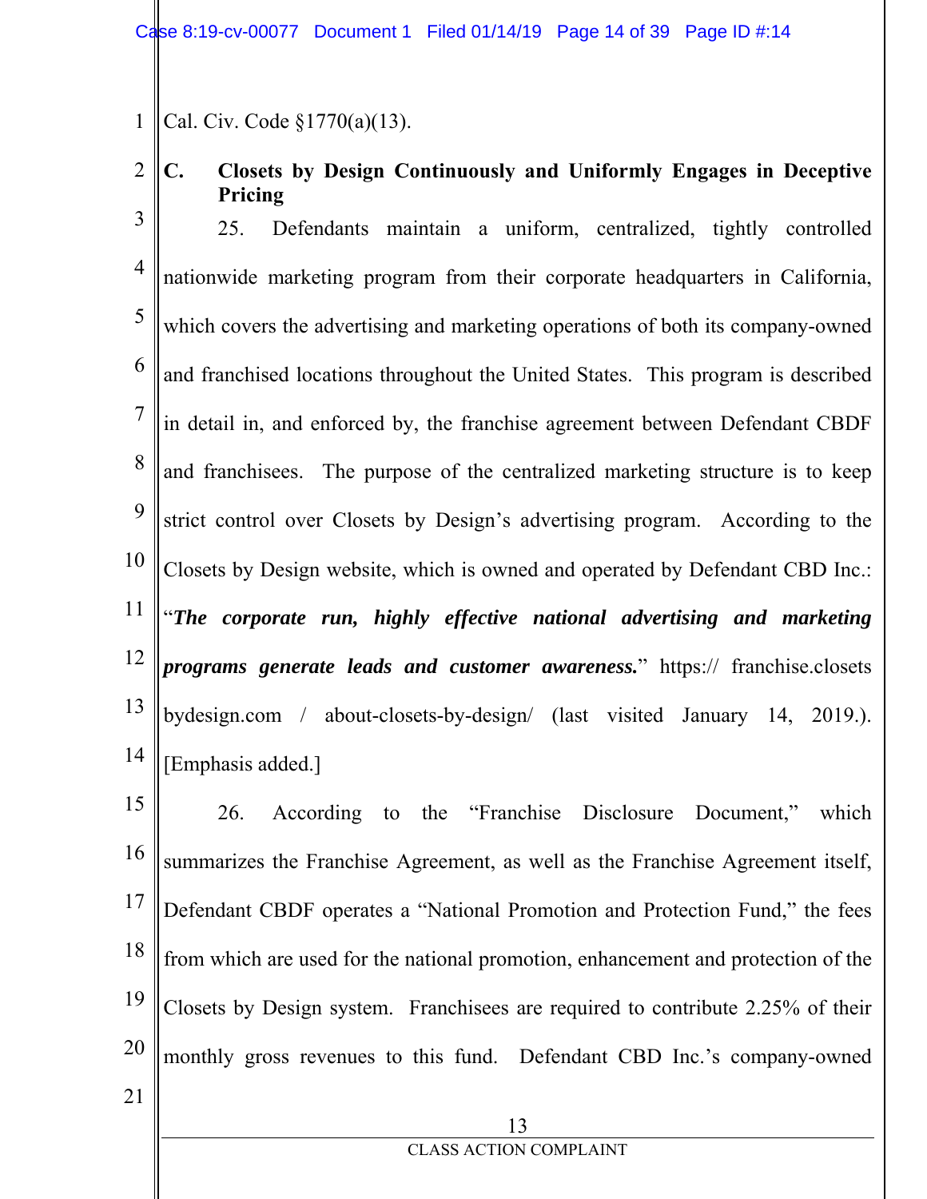Cal. Civ. Code §1770(a)(13).

### C. Closets by Design Continuously and Uniformly Engages in Deceptive Pricing

25. Defendants maintain a uniform, centralized, tightly controlled nationwide marketing program from their corporate headquarters in California, which covers the advertising and marketing operations of both its company-owned and franchised locations throughout the United States. This program is described in detail in, and enforced by, the franchise agreement between Defendant CBDF and franchisees. The purpose of the centralized marketing structure is to keep strict control over Closets by Design's advertising program. According to the Closets by Design website, which is owned and operated by Defendant CBD Inc.: "***The corporate run, highly effective national advertising and marketing programs generate leads and customer awareness.***" https:// franchise.closets bydesign.com / about-closets-by-design/ (last visited January 14, 2019.). [Emphasis added.]

26. According to the "Franchise Disclosure Document," which summarizes the Franchise Agreement, as well as the Franchise Agreement itself, Defendant CBDF operates a "National Promotion and Protection Fund," the fees from which are used for the national promotion, enhancement and protection of the Closets by Design system. Franchisees are required to contribute 2.25% of their monthly gross revenues to this fund. Defendant CBD Inc.'s company-owned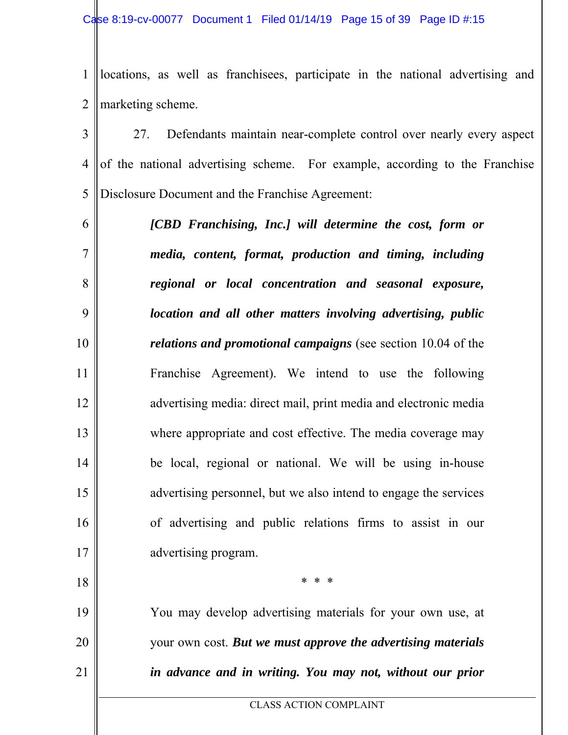locations, as well as franchisees, participate in the national advertising and marketing scheme.

27. Defendants maintain near-complete control over nearly every aspect of the national advertising scheme. For example, according to the Franchise Disclosure Document and the Franchise Agreement:

> ***[CBD Franchising, Inc.] will determine the cost, form or media, content, format, production and timing, including regional or local concentration and seasonal exposure, location and all other matters involving advertising, public relations and promotional campaigns*** (see section 10.04 of the Franchise Agreement). We intend to use the following advertising media: direct mail, print media and electronic media where appropriate and cost effective. The media coverage may be local, regional or national. We will be using in-house advertising personnel, but we also intend to engage the services of advertising and public relations firms to assist in our advertising program.
>
> \* \* \*
>
> You may develop advertising materials for your own use, at your own cost. ***But we must approve the advertising materials in advance and in writing. You may not, without our prior***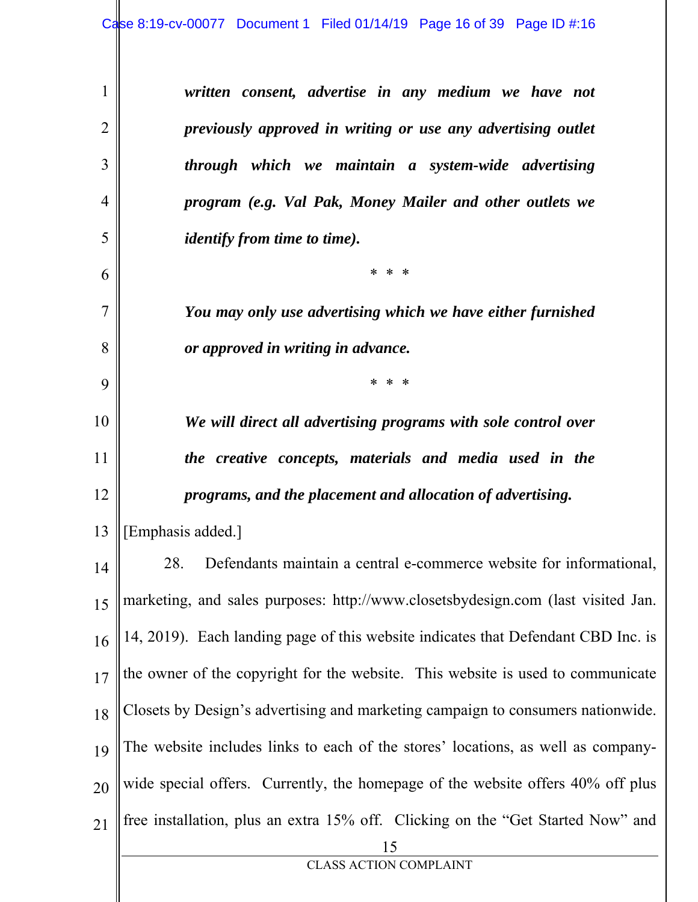> ***written consent, advertise in any medium we have not previously approved in writing or use any advertising outlet through which we maintain a system-wide advertising program (e.g. Val Pak, Money Mailer and other outlets we identify from time to time).***
>
> \* \* \*
>
> ***You may only use advertising which we have either furnished or approved in writing in advance.***
>
> \* \* \*
>
> ***We will direct all advertising programs with sole control over the creative concepts, materials and media used in the programs, and the placement and allocation of advertising.***

[Emphasis added.]

28. Defendants maintain a central e-commerce website for informational, marketing, and sales purposes: http://www.closetsbydesign.com (last visited Jan. 14, 2019). Each landing page of this website indicates that Defendant CBD Inc. is the owner of the copyright for the website. This website is used to communicate Closets by Design's advertising and marketing campaign to consumers nationwide. The website includes links to each of the stores' locations, as well as company-wide special offers. Currently, the homepage of the website offers 40% off plus free installation, plus an extra 15% off. Clicking on the "Get Started Now" and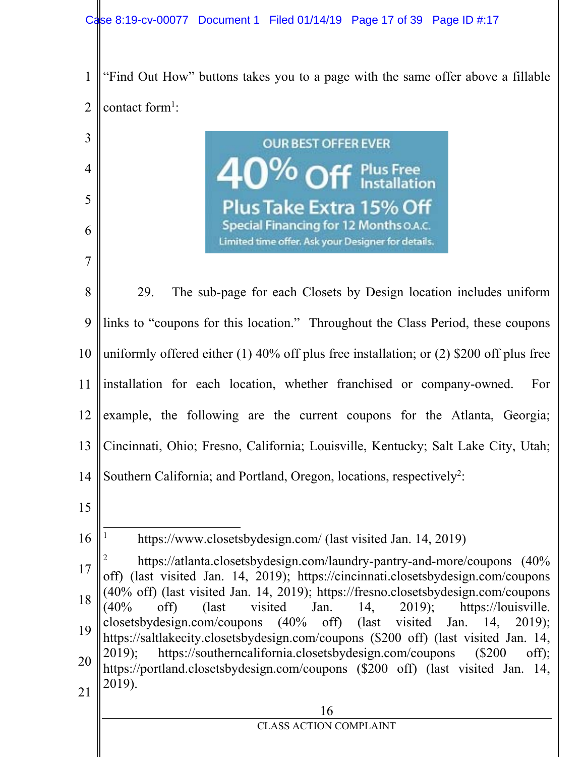"Find Out How" buttons takes you to a page with the same offer above a fillable contact form[1]:

OUR BEST OFFER EVER
40% Off Plus Free Installation
Plus Take Extra 15% Off
Special Financing for 12 Months O.A.C.
Limited time offer. Ask your Designer for details.

29. The sub-page for each Closets by Design location includes uniform links to "coupons for this location." Throughout the Class Period, these coupons uniformly offered either (1) 40% off plus free installation; or (2) $200 off plus free installation for each location, whether franchised or company-owned. For example, the following are the current coupons for the Atlanta, Georgia; Cincinnati, Ohio; Fresno, California; Louisville, Kentucky; Salt Lake City, Utah; Southern California; and Portland, Oregon, locations, respectively[2]:

---

[1] https://www.closetsbydesign.com/ (last visited Jan. 14, 2019)

[2] https://atlanta.closetsbydesign.com/laundry-pantry-and-more/coupons (40% off) (last visited Jan. 14, 2019); https://cincinnati.closetsbydesign.com/coupons (40% off) (last visited Jan. 14, 2019); https://fresno.closetsbydesign.com/coupons (40% off) (last visited Jan. 14, 2019); https://louisville.closetsbydesign.com/coupons (40% off) (last visited Jan. 14, 2019); https://saltlakecity.closetsbydesign.com/coupons ($200 off) (last visited Jan. 14, 2019); https://southerncalifornia.closetsbydesign.com/coupons ($200 off); https://portland.closetsbydesign.com/coupons ($200 off) (last visited Jan. 14, 2019).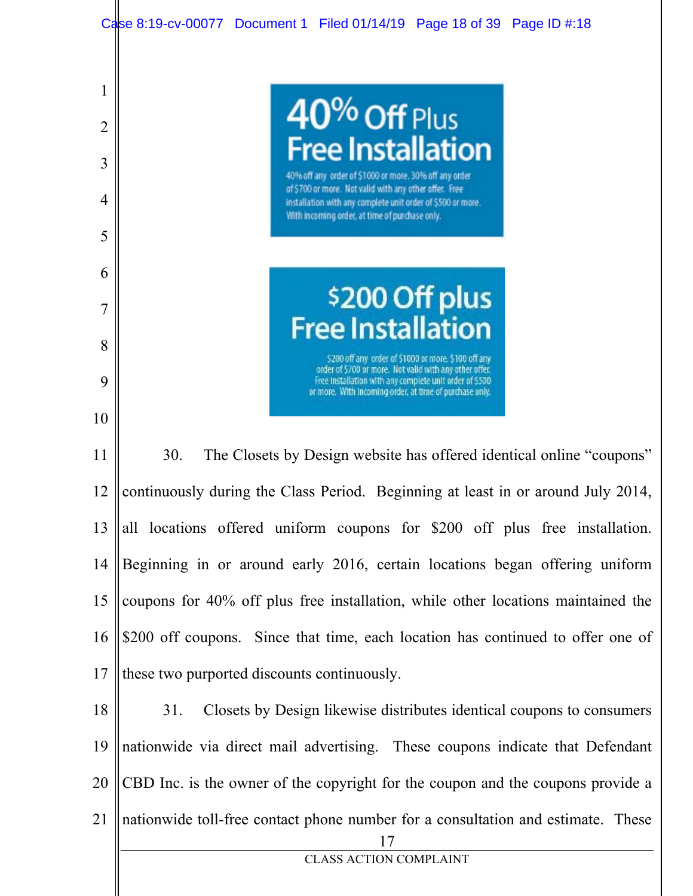**40% Off Plus Free Installation**

40% off any order of $1000 or more. 30% off any order of $700 or more. Not valid with any other offer. Free installation with any complete unit order of $500 or more. With incoming order, at time of purchase only.

**$200 Off plus Free Installation**

$200 off any order of $1000 or more. $100 off any order of $700 or more. Not valid with any other offer. Free installation with any complete unit order of $500 or more. With incoming order, at time of purchase only.

30. The Closets by Design website has offered identical online "coupons" continuously during the Class Period. Beginning at least in or around July 2014, all locations offered uniform coupons for $200 off plus free installation. Beginning in or around early 2016, certain locations began offering uniform coupons for 40% off plus free installation, while other locations maintained the $200 off coupons. Since that time, each location has continued to offer one of these two purported discounts continuously.

31. Closets by Design likewise distributes identical coupons to consumers nationwide via direct mail advertising. These coupons indicate that Defendant CBD Inc. is the owner of the copyright for the coupon and the coupons provide a nationwide toll-free contact phone number for a consultation and estimate. These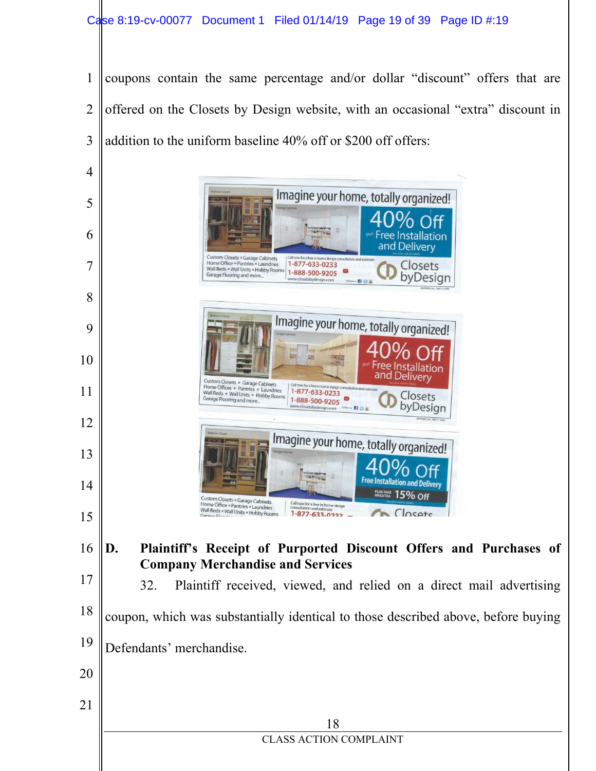coupons contain the same percentage and/or dollar "discount" offers that are offered on the Closets by Design website, with an occasional "extra" discount in addition to the uniform baseline 40% off or $200 off offers:

Imagine your home, totally organized!

40% Off Plus Free Installation and Delivery

Custom Closets • Garage Cabinets Home Office • Pantries • Laundries Wall Beds • Wall Units • Hobby Rooms Garage Flooring and more...

Call now for a free in home design consultation and estimate 1-877-633-0233 1-888-500-9205 www.closetsbydesign.com

Closets byDesign

Imagine your home, totally organized!

40% Off Plus Free Installation and Delivery

Custom Closets • Garage Cabinets Home Offices • Pantries • Laundries Wall Beds • Wall Units • Hobby Rooms Garage Flooring and more...

Call now for a free in home design consultation and estimate 1-877-633-0233 1-888-500-9205 www.closetsbydesign.com

Closets byDesign

Imagine your home, totally organized!

40% Off Free Installation and Delivery PLUS TAKE AN EXTRA 15% Off

Custom Closets • Garage Cabinets Home Office • Pantries • Laundries Wall Beds • Wall Units • Hobby Rooms

Call now for a free in home design consultation and estimate 1-877-633-0233

Closets

### D. Plaintiff's Receipt of Purported Discount Offers and Purchases of Company Merchandise and Services

32. Plaintiff received, viewed, and relied on a direct mail advertising coupon, which was substantially identical to those described above, before buying Defendants' merchandise.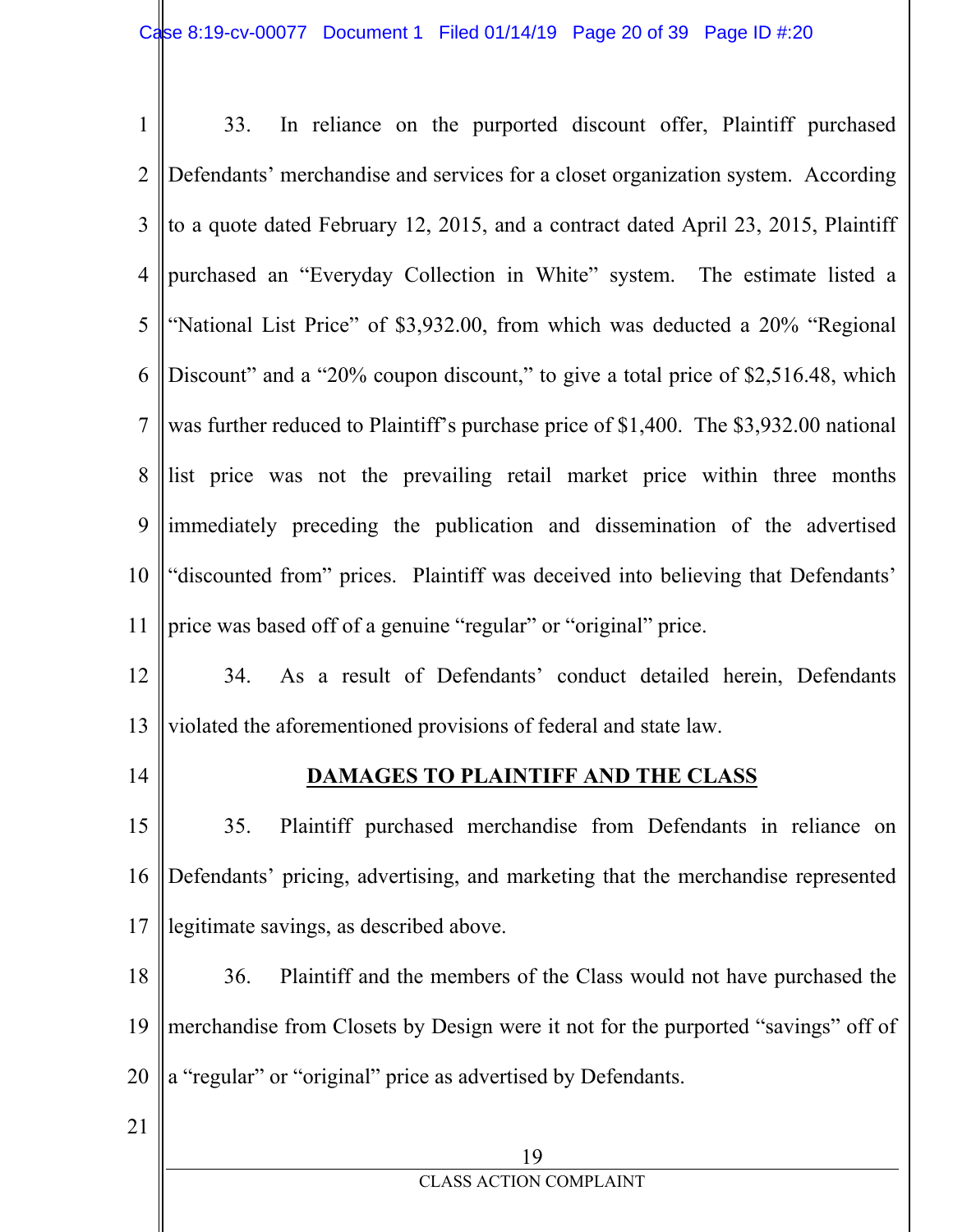33. In reliance on the purported discount offer, Plaintiff purchased Defendants' merchandise and services for a closet organization system. According to a quote dated February 12, 2015, and a contract dated April 23, 2015, Plaintiff purchased an "Everyday Collection in White" system. The estimate listed a "National List Price" of $3,932.00, from which was deducted a 20% "Regional Discount" and a "20% coupon discount," to give a total price of $2,516.48, which was further reduced to Plaintiff's purchase price of $1,400. The $3,932.00 national list price was not the prevailing retail market price within three months immediately preceding the publication and dissemination of the advertised "discounted from" prices. Plaintiff was deceived into believing that Defendants' price was based off of a genuine "regular" or "original" price.

34. As a result of Defendants' conduct detailed herein, Defendants violated the aforementioned provisions of federal and state law.

## DAMAGES TO PLAINTIFF AND THE CLASS

35. Plaintiff purchased merchandise from Defendants in reliance on Defendants' pricing, advertising, and marketing that the merchandise represented legitimate savings, as described above.

36. Plaintiff and the members of the Class would not have purchased the merchandise from Closets by Design were it not for the purported "savings" off of a "regular" or "original" price as advertised by Defendants.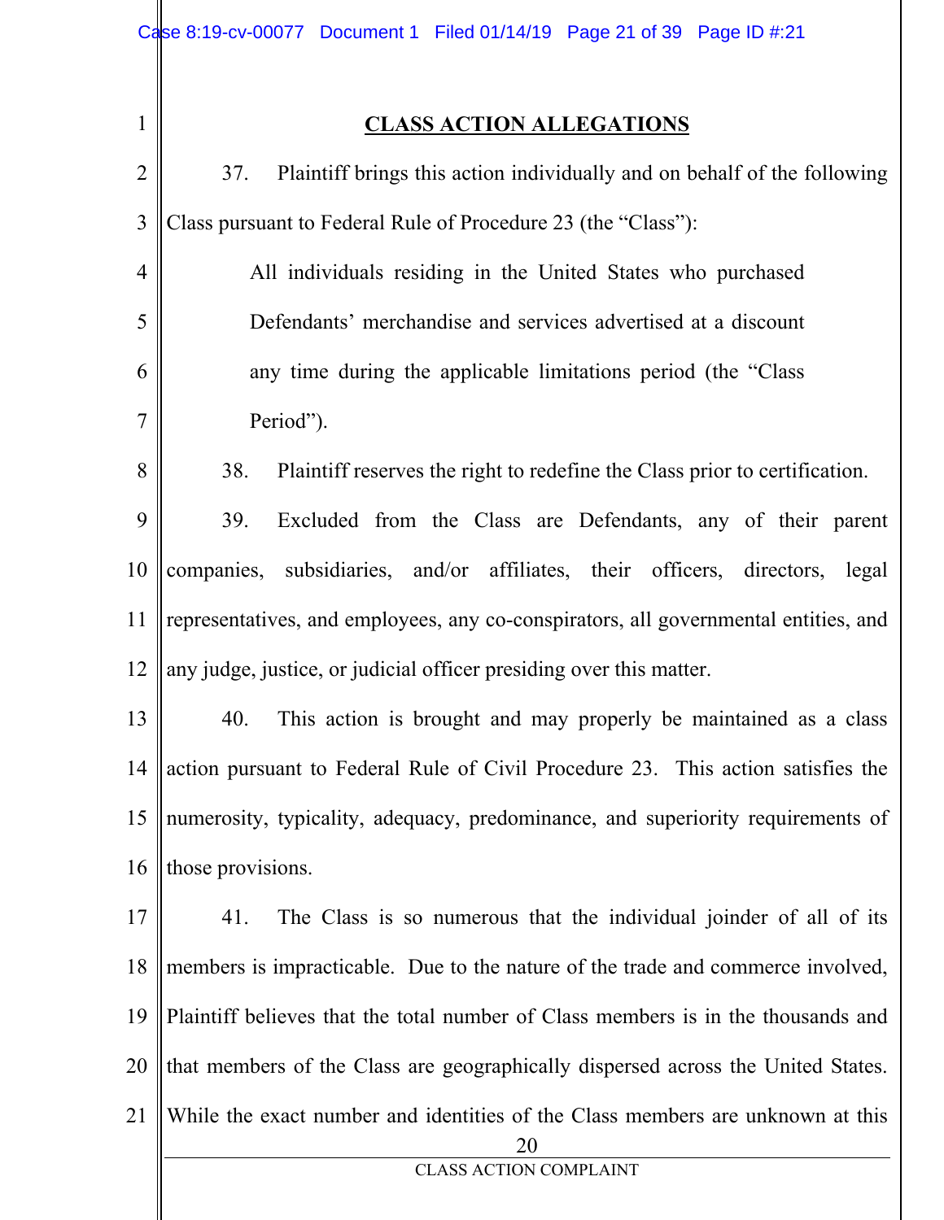**CLASS ACTION ALLEGATIONS**

37. Plaintiff brings this action individually and on behalf of the following Class pursuant to Federal Rule of Procedure 23 (the "Class"):

> All individuals residing in the United States who purchased Defendants' merchandise and services advertised at a discount any time during the applicable limitations period (the "Class Period").

38. Plaintiff reserves the right to redefine the Class prior to certification.

39. Excluded from the Class are Defendants, any of their parent companies, subsidiaries, and/or affiliates, their officers, directors, legal representatives, and employees, any co-conspirators, all governmental entities, and any judge, justice, or judicial officer presiding over this matter.

40. This action is brought and may properly be maintained as a class action pursuant to Federal Rule of Civil Procedure 23. This action satisfies the numerosity, typicality, adequacy, predominance, and superiority requirements of those provisions.

41. The Class is so numerous that the individual joinder of all of its members is impracticable. Due to the nature of the trade and commerce involved, Plaintiff believes that the total number of Class members is in the thousands and that members of the Class are geographically dispersed across the United States. While the exact number and identities of the Class members are unknown at this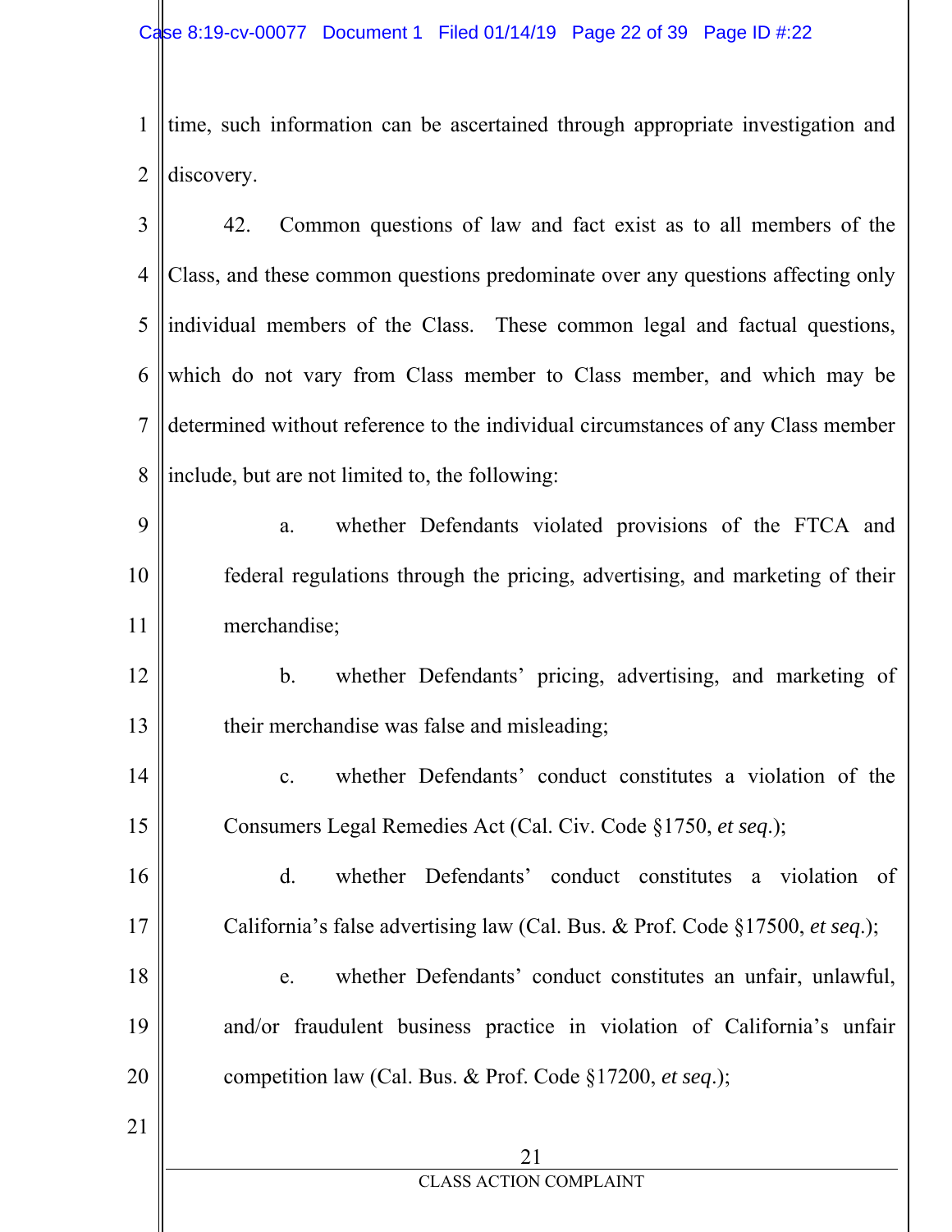time, such information can be ascertained through appropriate investigation and discovery.

42. Common questions of law and fact exist as to all members of the Class, and these common questions predominate over any questions affecting only individual members of the Class. These common legal and factual questions, which do not vary from Class member to Class member, and which may be determined without reference to the individual circumstances of any Class member include, but are not limited to, the following:

a. whether Defendants violated provisions of the FTCA and federal regulations through the pricing, advertising, and marketing of their merchandise;

b. whether Defendants' pricing, advertising, and marketing of their merchandise was false and misleading;

c. whether Defendants' conduct constitutes a violation of the Consumers Legal Remedies Act (Cal. Civ. Code §1750, *et seq*.);

d. whether Defendants' conduct constitutes a violation of California's false advertising law (Cal. Bus. & Prof. Code §17500, *et seq*.);

e. whether Defendants' conduct constitutes an unfair, unlawful, and/or fraudulent business practice in violation of California's unfair competition law (Cal. Bus. & Prof. Code §17200, *et seq*.);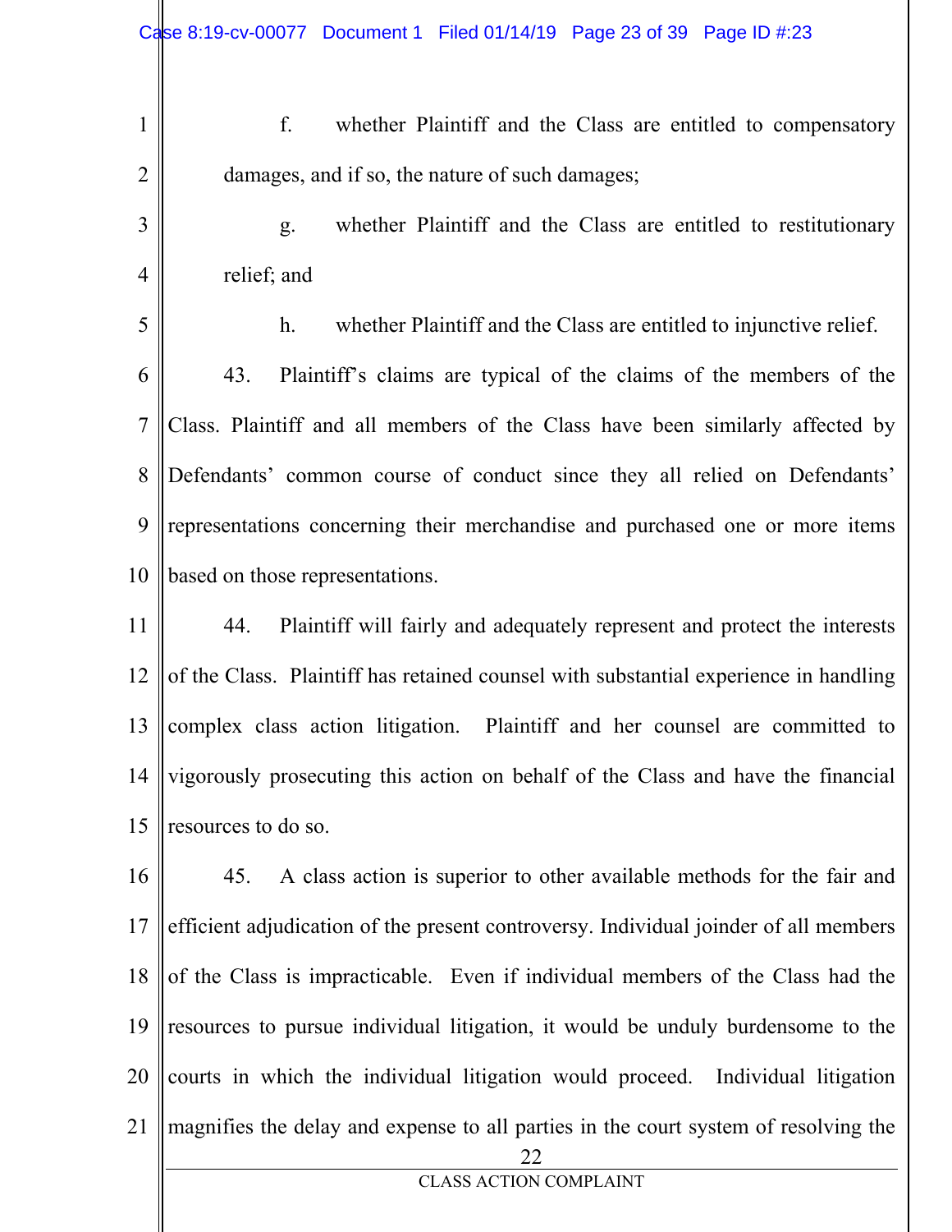f. whether Plaintiff and the Class are entitled to compensatory damages, and if so, the nature of such damages;

g. whether Plaintiff and the Class are entitled to restitutionary relief; and

h. whether Plaintiff and the Class are entitled to injunctive relief.

43. Plaintiff's claims are typical of the claims of the members of the Class. Plaintiff and all members of the Class have been similarly affected by Defendants' common course of conduct since they all relied on Defendants' representations concerning their merchandise and purchased one or more items based on those representations.

44. Plaintiff will fairly and adequately represent and protect the interests of the Class. Plaintiff has retained counsel with substantial experience in handling complex class action litigation. Plaintiff and her counsel are committed to vigorously prosecuting this action on behalf of the Class and have the financial resources to do so.

45. A class action is superior to other available methods for the fair and efficient adjudication of the present controversy. Individual joinder of all members of the Class is impracticable. Even if individual members of the Class had the resources to pursue individual litigation, it would be unduly burdensome to the courts in which the individual litigation would proceed. Individual litigation magnifies the delay and expense to all parties in the court system of resolving the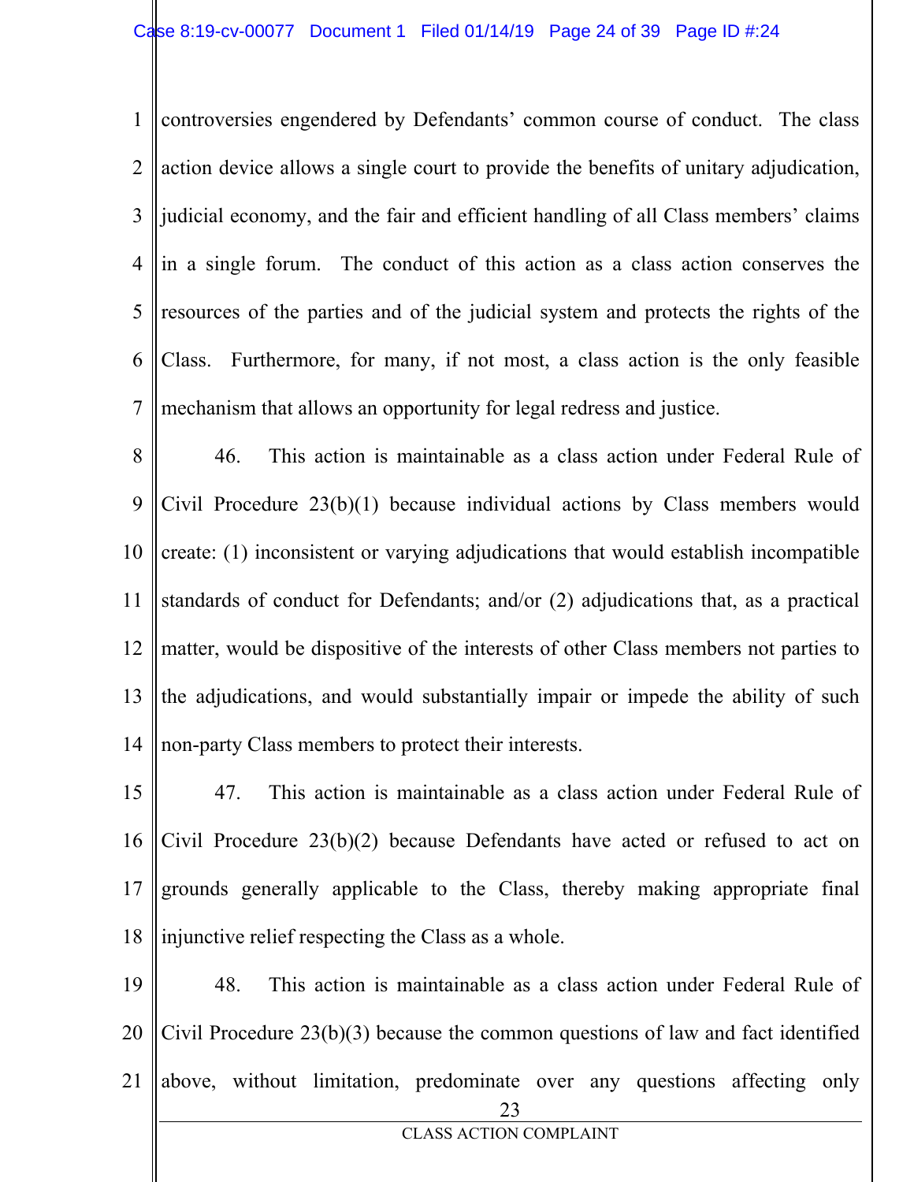controversies engendered by Defendants' common course of conduct. The class action device allows a single court to provide the benefits of unitary adjudication, judicial economy, and the fair and efficient handling of all Class members' claims in a single forum. The conduct of this action as a class action conserves the resources of the parties and of the judicial system and protects the rights of the Class. Furthermore, for many, if not most, a class action is the only feasible mechanism that allows an opportunity for legal redress and justice.

46. This action is maintainable as a class action under Federal Rule of Civil Procedure 23(b)(1) because individual actions by Class members would create: (1) inconsistent or varying adjudications that would establish incompatible standards of conduct for Defendants; and/or (2) adjudications that, as a practical matter, would be dispositive of the interests of other Class members not parties to the adjudications, and would substantially impair or impede the ability of such non-party Class members to protect their interests.

47. This action is maintainable as a class action under Federal Rule of Civil Procedure 23(b)(2) because Defendants have acted or refused to act on grounds generally applicable to the Class, thereby making appropriate final injunctive relief respecting the Class as a whole.

48. This action is maintainable as a class action under Federal Rule of Civil Procedure 23(b)(3) because the common questions of law and fact identified above, without limitation, predominate over any questions affecting only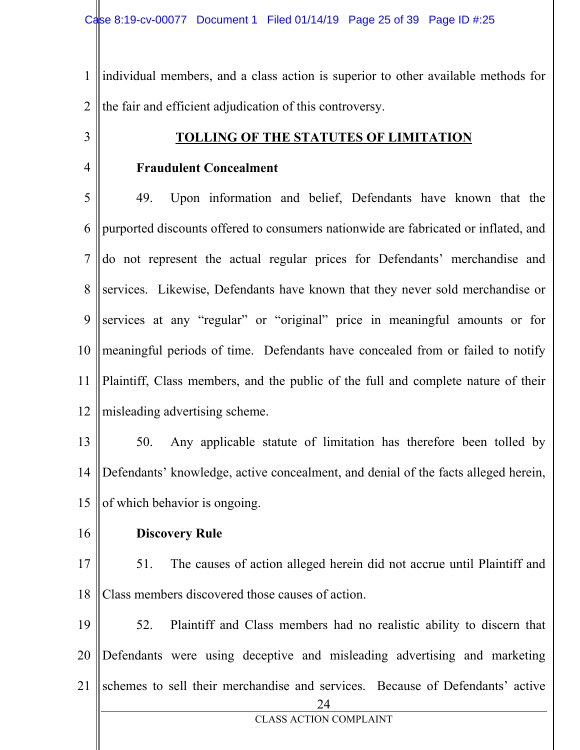individual members, and a class action is superior to other available methods for the fair and efficient adjudication of this controversy.

## TOLLING OF THE STATUTES OF LIMITATION

**Fraudulent Concealment**

49. Upon information and belief, Defendants have known that the purported discounts offered to consumers nationwide are fabricated or inflated, and do not represent the actual regular prices for Defendants' merchandise and services. Likewise, Defendants have known that they never sold merchandise or services at any "regular" or "original" price in meaningful amounts or for meaningful periods of time. Defendants have concealed from or failed to notify Plaintiff, Class members, and the public of the full and complete nature of their misleading advertising scheme.

50. Any applicable statute of limitation has therefore been tolled by Defendants' knowledge, active concealment, and denial of the facts alleged herein, of which behavior is ongoing.

**Discovery Rule**

51. The causes of action alleged herein did not accrue until Plaintiff and Class members discovered those causes of action.

52. Plaintiff and Class members had no realistic ability to discern that Defendants were using deceptive and misleading advertising and marketing schemes to sell their merchandise and services. Because of Defendants' active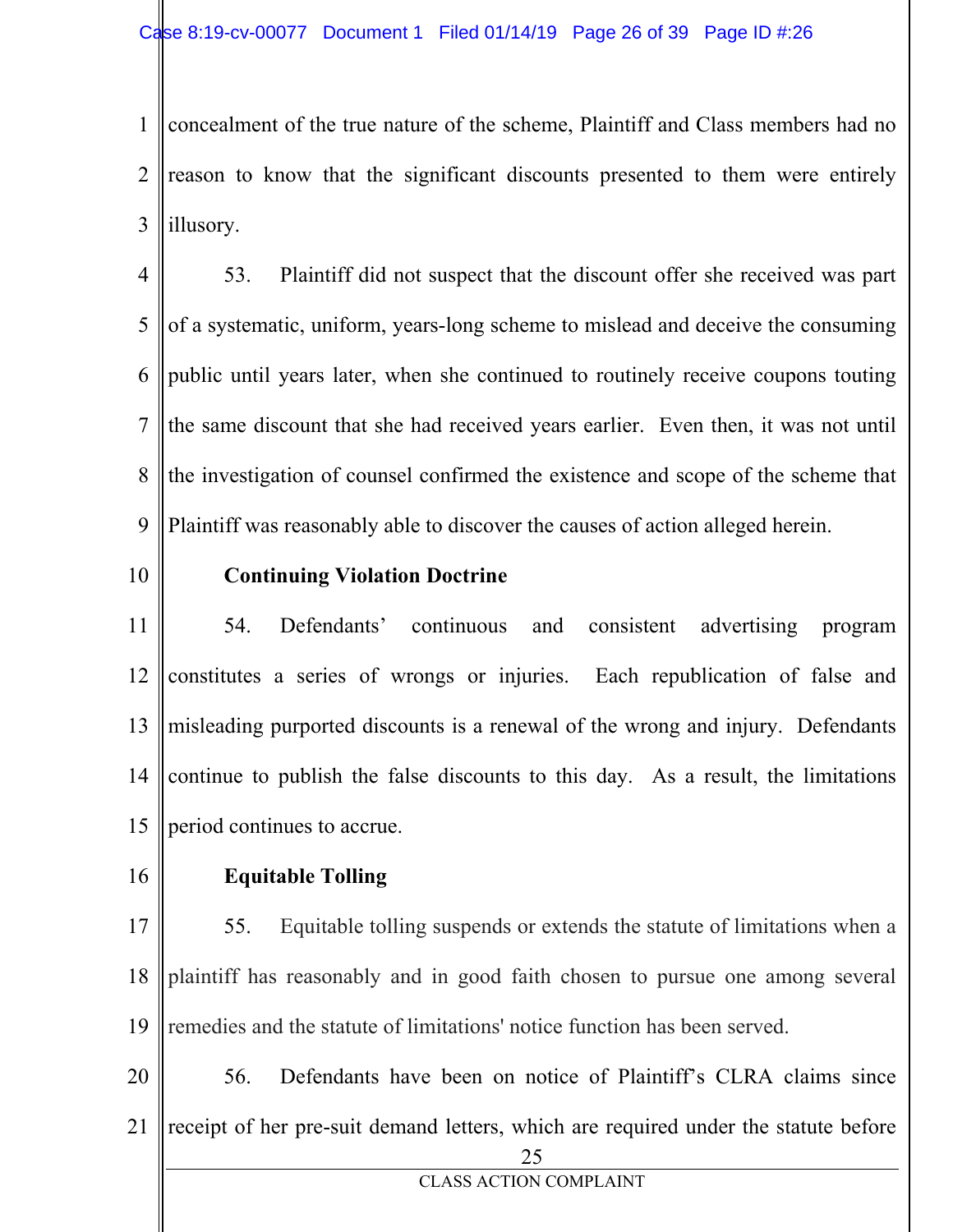concealment of the true nature of the scheme, Plaintiff and Class members had no reason to know that the significant discounts presented to them were entirely illusory.

53. Plaintiff did not suspect that the discount offer she received was part of a systematic, uniform, years-long scheme to mislead and deceive the consuming public until years later, when she continued to routinely receive coupons touting the same discount that she had received years earlier. Even then, it was not until the investigation of counsel confirmed the existence and scope of the scheme that Plaintiff was reasonably able to discover the causes of action alleged herein.

**Continuing Violation Doctrine**

54. Defendants' continuous and consistent advertising program constitutes a series of wrongs or injuries. Each republication of false and misleading purported discounts is a renewal of the wrong and injury. Defendants continue to publish the false discounts to this day. As a result, the limitations period continues to accrue.

**Equitable Tolling**

55. Equitable tolling suspends or extends the statute of limitations when a plaintiff has reasonably and in good faith chosen to pursue one among several remedies and the statute of limitations' notice function has been served.

56. Defendants have been on notice of Plaintiff's CLRA claims since receipt of her pre-suit demand letters, which are required under the statute before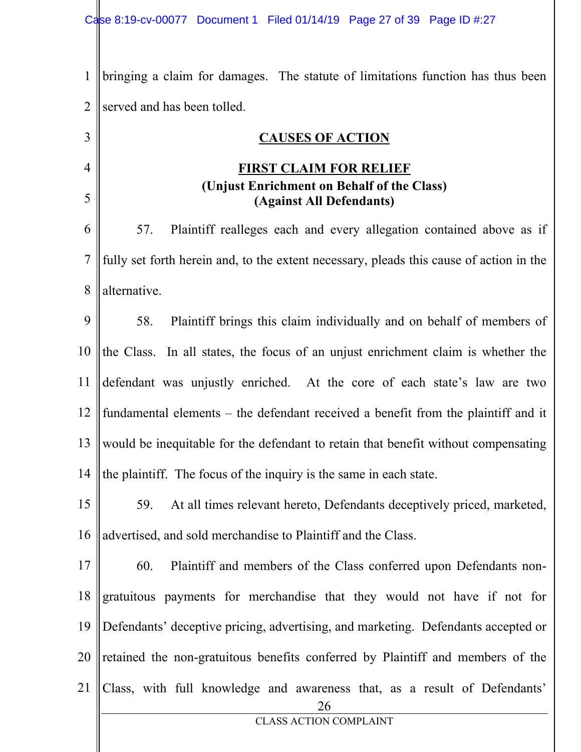bringing a claim for damages. The statute of limitations function has thus been served and has been tolled.

## CAUSES OF ACTION

### FIRST CLAIM FOR RELIEF
**(Unjust Enrichment on Behalf of the Class)**
**(Against All Defendants)**

57. Plaintiff realleges each and every allegation contained above as if fully set forth herein and, to the extent necessary, pleads this cause of action in the alternative.

58. Plaintiff brings this claim individually and on behalf of members of the Class. In all states, the focus of an unjust enrichment claim is whether the defendant was unjustly enriched. At the core of each state's law are two fundamental elements – the defendant received a benefit from the plaintiff and it would be inequitable for the defendant to retain that benefit without compensating the plaintiff. The focus of the inquiry is the same in each state.

59. At all times relevant hereto, Defendants deceptively priced, marketed, advertised, and sold merchandise to Plaintiff and the Class.

60. Plaintiff and members of the Class conferred upon Defendants non-gratuitous payments for merchandise that they would not have if not for Defendants' deceptive pricing, advertising, and marketing. Defendants accepted or retained the non-gratuitous benefits conferred by Plaintiff and members of the Class, with full knowledge and awareness that, as a result of Defendants'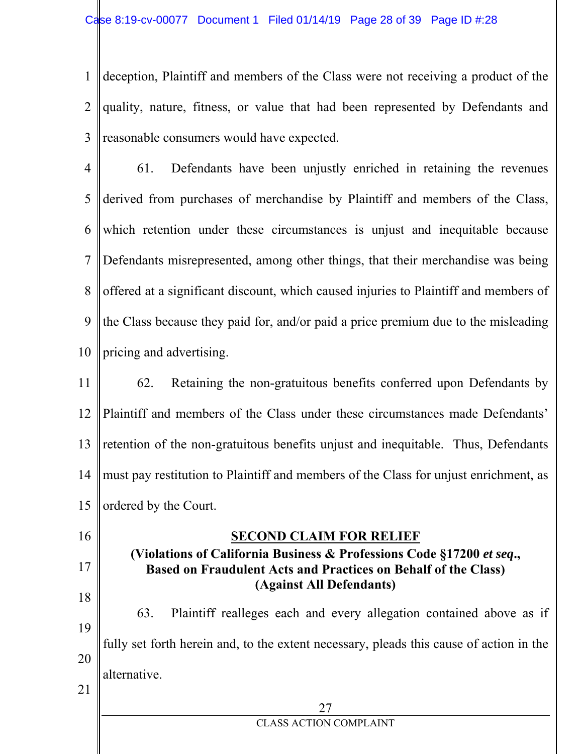deception, Plaintiff and members of the Class were not receiving a product of the quality, nature, fitness, or value that had been represented by Defendants and reasonable consumers would have expected.

61. Defendants have been unjustly enriched in retaining the revenues derived from purchases of merchandise by Plaintiff and members of the Class, which retention under these circumstances is unjust and inequitable because Defendants misrepresented, among other things, that their merchandise was being offered at a significant discount, which caused injuries to Plaintiff and members of the Class because they paid for, and/or paid a price premium due to the misleading pricing and advertising.

62. Retaining the non-gratuitous benefits conferred upon Defendants by Plaintiff and members of the Class under these circumstances made Defendants' retention of the non-gratuitous benefits unjust and inequitable. Thus, Defendants must pay restitution to Plaintiff and members of the Class for unjust enrichment, as ordered by the Court.

## SECOND CLAIM FOR RELIEF

**(Violations of California Business & Professions Code §17200 *et seq*., Based on Fraudulent Acts and Practices on Behalf of the Class)**
**(Against All Defendants)**

63. Plaintiff realleges each and every allegation contained above as if fully set forth herein and, to the extent necessary, pleads this cause of action in the alternative.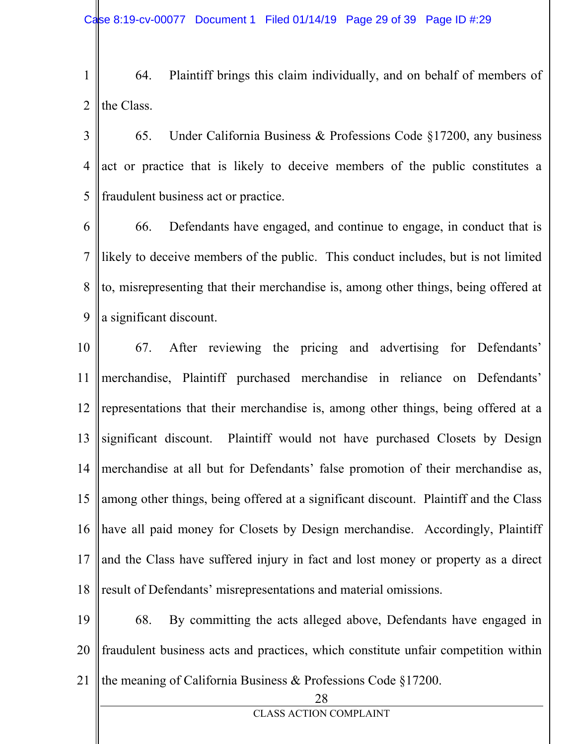64. Plaintiff brings this claim individually, and on behalf of members of the Class.

65. Under California Business & Professions Code §17200, any business act or practice that is likely to deceive members of the public constitutes a fraudulent business act or practice.

66. Defendants have engaged, and continue to engage, in conduct that is likely to deceive members of the public. This conduct includes, but is not limited to, misrepresenting that their merchandise is, among other things, being offered at a significant discount.

67. After reviewing the pricing and advertising for Defendants' merchandise, Plaintiff purchased merchandise in reliance on Defendants' representations that their merchandise is, among other things, being offered at a significant discount. Plaintiff would not have purchased Closets by Design merchandise at all but for Defendants' false promotion of their merchandise as, among other things, being offered at a significant discount. Plaintiff and the Class have all paid money for Closets by Design merchandise. Accordingly, Plaintiff and the Class have suffered injury in fact and lost money or property as a direct result of Defendants' misrepresentations and material omissions.

68. By committing the acts alleged above, Defendants have engaged in fraudulent business acts and practices, which constitute unfair competition within the meaning of California Business & Professions Code §17200.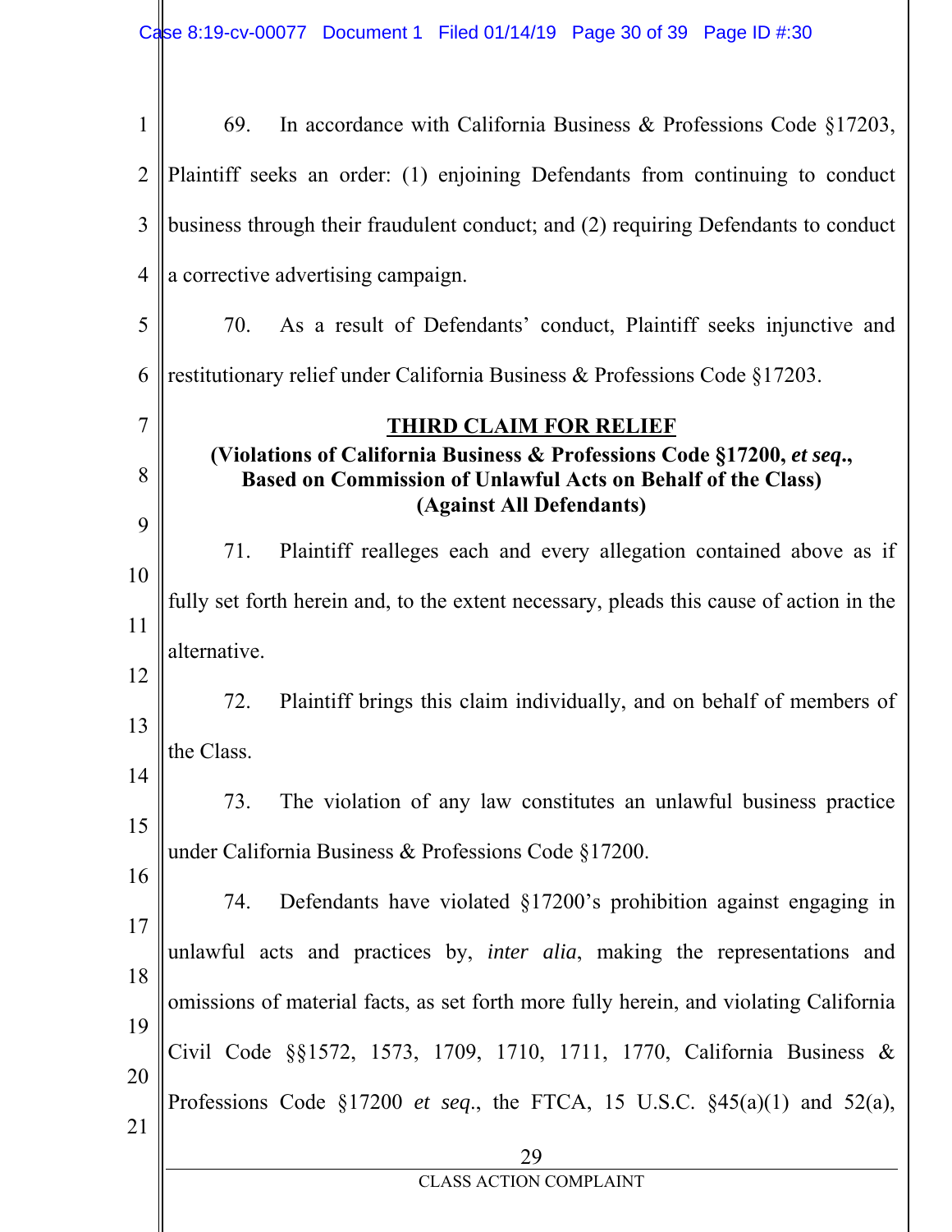69. In accordance with California Business & Professions Code §17203, Plaintiff seeks an order: (1) enjoining Defendants from continuing to conduct business through their fraudulent conduct; and (2) requiring Defendants to conduct a corrective advertising campaign.

70. As a result of Defendants' conduct, Plaintiff seeks injunctive and restitutionary relief under California Business & Professions Code §17203.

**THIRD CLAIM FOR RELIEF**
**(Violations of California Business & Professions Code §17200, *et seq*., Based on Commission of Unlawful Acts on Behalf of the Class)**
**(Against All Defendants)**

71. Plaintiff realleges each and every allegation contained above as if fully set forth herein and, to the extent necessary, pleads this cause of action in the alternative.

72. Plaintiff brings this claim individually, and on behalf of members of the Class.

73. The violation of any law constitutes an unlawful business practice under California Business & Professions Code §17200.

74. Defendants have violated §17200's prohibition against engaging in unlawful acts and practices by, *inter alia*, making the representations and omissions of material facts, as set forth more fully herein, and violating California Civil Code §§1572, 1573, 1709, 1710, 1711, 1770, California Business & Professions Code §17200 *et seq*., the FTCA, 15 U.S.C. §45(a)(1) and 52(a),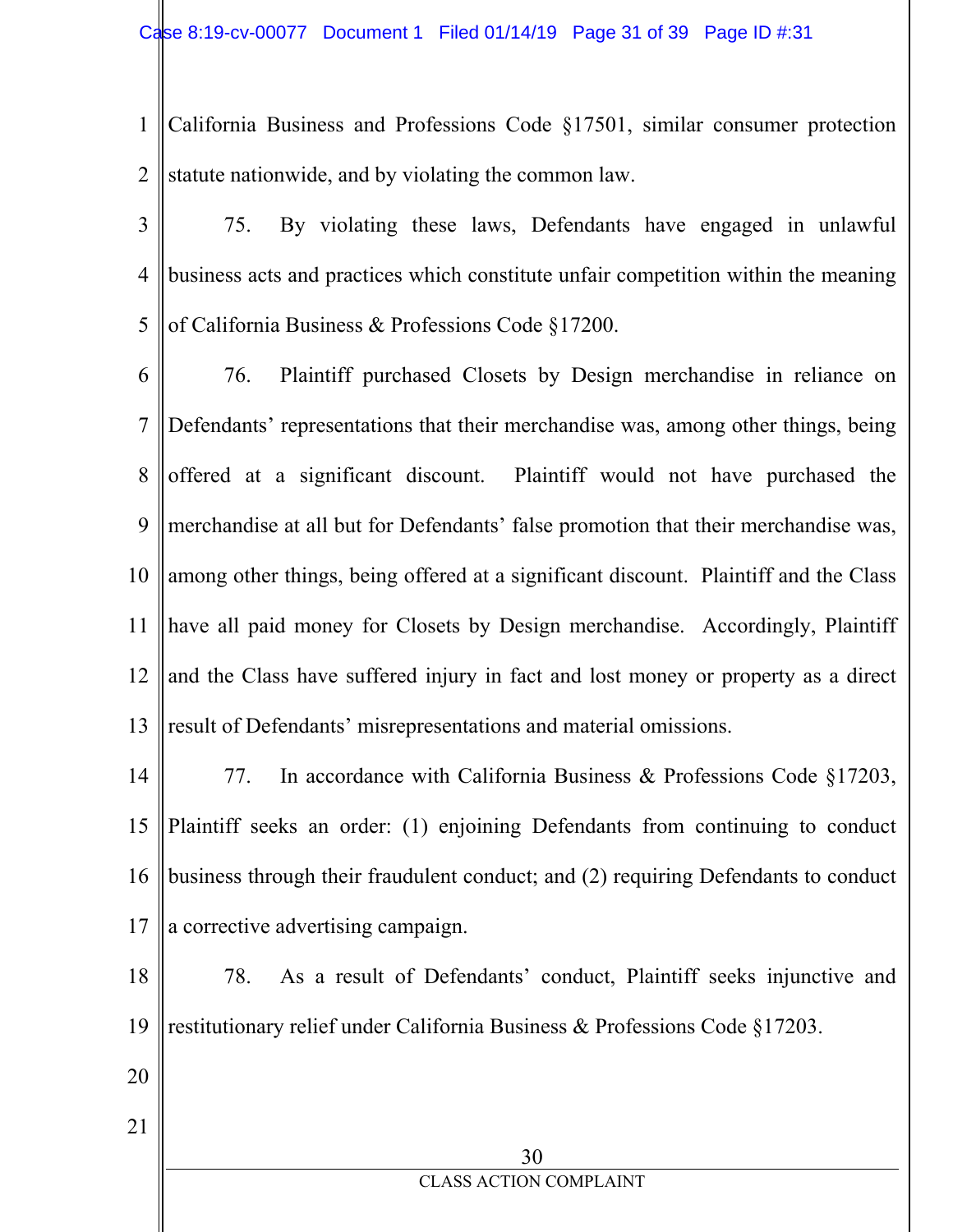California Business and Professions Code §17501, similar consumer protection statute nationwide, and by violating the common law.

75. By violating these laws, Defendants have engaged in unlawful business acts and practices which constitute unfair competition within the meaning of California Business & Professions Code §17200.

76. Plaintiff purchased Closets by Design merchandise in reliance on Defendants' representations that their merchandise was, among other things, being offered at a significant discount. Plaintiff would not have purchased the merchandise at all but for Defendants' false promotion that their merchandise was, among other things, being offered at a significant discount. Plaintiff and the Class have all paid money for Closets by Design merchandise. Accordingly, Plaintiff and the Class have suffered injury in fact and lost money or property as a direct result of Defendants' misrepresentations and material omissions.

77. In accordance with California Business & Professions Code §17203, Plaintiff seeks an order: (1) enjoining Defendants from continuing to conduct business through their fraudulent conduct; and (2) requiring Defendants to conduct a corrective advertising campaign.

78. As a result of Defendants' conduct, Plaintiff seeks injunctive and restitutionary relief under California Business & Professions Code §17203.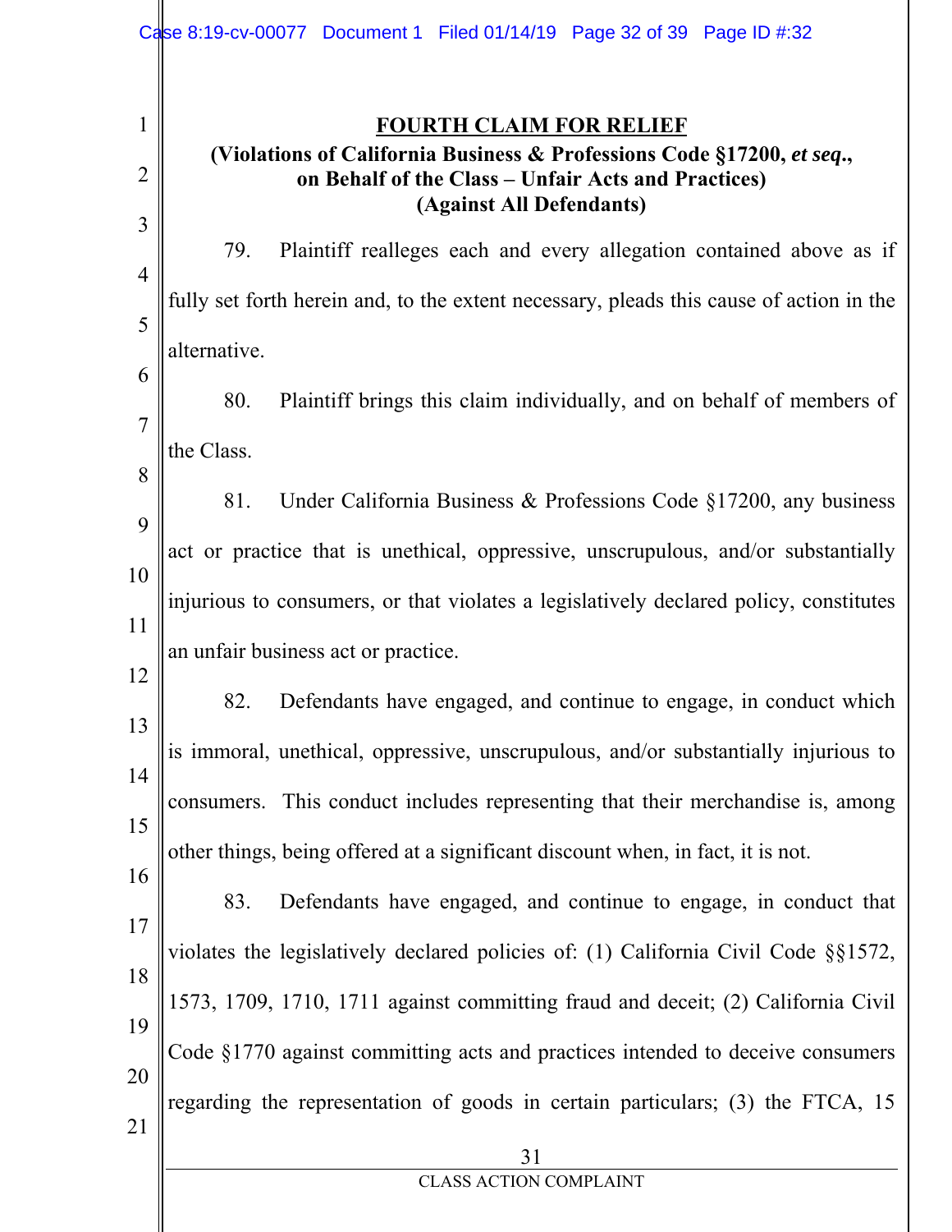## FOURTH CLAIM FOR RELIEF

**(Violations of California Business & Professions Code §17200, *et seq*., on Behalf of the Class – Unfair Acts and Practices)**
**(Against All Defendants)**

79. Plaintiff realleges each and every allegation contained above as if fully set forth herein and, to the extent necessary, pleads this cause of action in the alternative.

80. Plaintiff brings this claim individually, and on behalf of members of the Class.

81. Under California Business & Professions Code §17200, any business act or practice that is unethical, oppressive, unscrupulous, and/or substantially injurious to consumers, or that violates a legislatively declared policy, constitutes an unfair business act or practice.

82. Defendants have engaged, and continue to engage, in conduct which is immoral, unethical, oppressive, unscrupulous, and/or substantially injurious to consumers. This conduct includes representing that their merchandise is, among other things, being offered at a significant discount when, in fact, it is not.

83. Defendants have engaged, and continue to engage, in conduct that violates the legislatively declared policies of: (1) California Civil Code §§1572, 1573, 1709, 1710, 1711 against committing fraud and deceit; (2) California Civil Code §1770 against committing acts and practices intended to deceive consumers regarding the representation of goods in certain particulars; (3) the FTCA, 15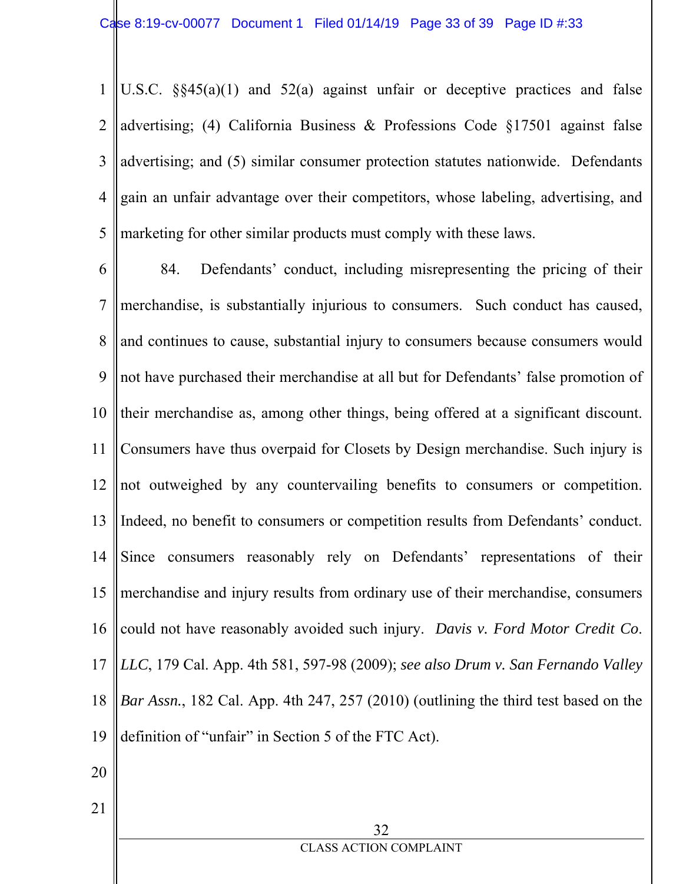U.S.C. §§45(a)(1) and 52(a) against unfair or deceptive practices and false advertising; (4) California Business & Professions Code §17501 against false advertising; and (5) similar consumer protection statutes nationwide. Defendants gain an unfair advantage over their competitors, whose labeling, advertising, and marketing for other similar products must comply with these laws.

84. Defendants' conduct, including misrepresenting the pricing of their merchandise, is substantially injurious to consumers. Such conduct has caused, and continues to cause, substantial injury to consumers because consumers would not have purchased their merchandise at all but for Defendants' false promotion of their merchandise as, among other things, being offered at a significant discount. Consumers have thus overpaid for Closets by Design merchandise. Such injury is not outweighed by any countervailing benefits to consumers or competition. Indeed, no benefit to consumers or competition results from Defendants' conduct. Since consumers reasonably rely on Defendants' representations of their merchandise and injury results from ordinary use of their merchandise, consumers could not have reasonably avoided such injury. *Davis v. Ford Motor Credit Co. LLC*, 179 Cal. App. 4th 581, 597-98 (2009); *see also Drum v. San Fernando Valley Bar Assn.*, 182 Cal. App. 4th 247, 257 (2010) (outlining the third test based on the definition of "unfair" in Section 5 of the FTC Act).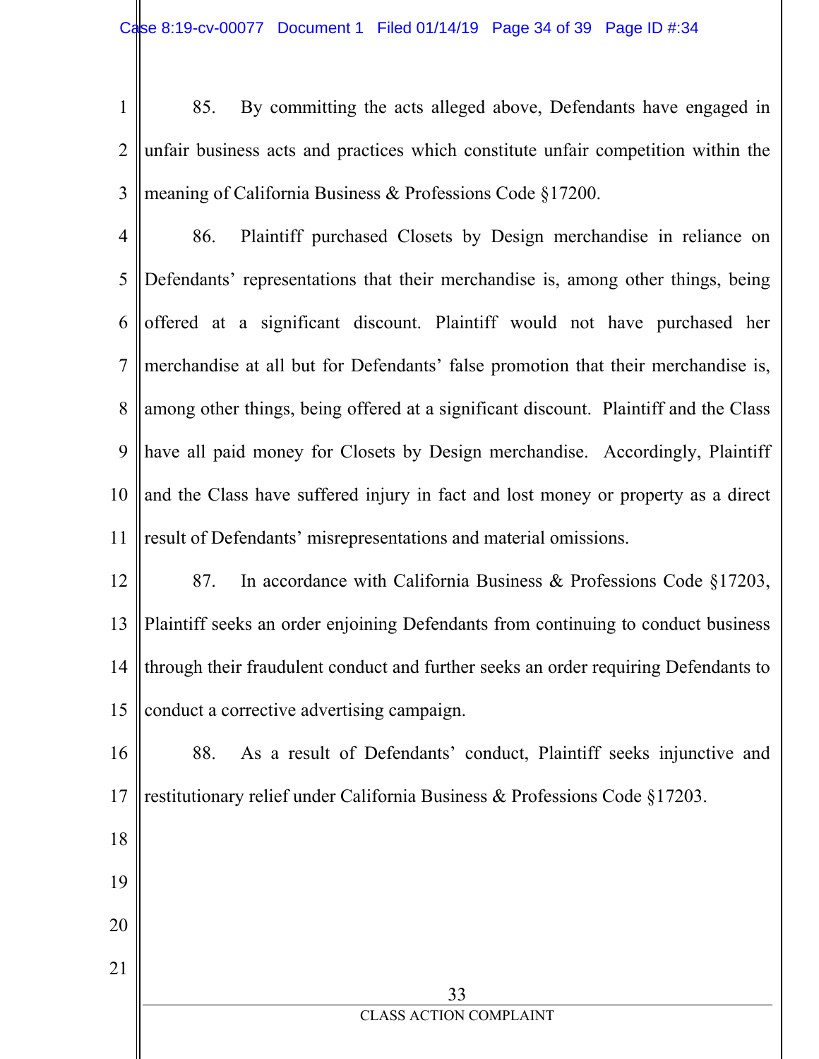85. By committing the acts alleged above, Defendants have engaged in unfair business acts and practices which constitute unfair competition within the meaning of California Business & Professions Code §17200.

86. Plaintiff purchased Closets by Design merchandise in reliance on Defendants' representations that their merchandise is, among other things, being offered at a significant discount. Plaintiff would not have purchased her merchandise at all but for Defendants' false promotion that their merchandise is, among other things, being offered at a significant discount. Plaintiff and the Class have all paid money for Closets by Design merchandise. Accordingly, Plaintiff and the Class have suffered injury in fact and lost money or property as a direct result of Defendants' misrepresentations and material omissions.

87. In accordance with California Business & Professions Code §17203, Plaintiff seeks an order enjoining Defendants from continuing to conduct business through their fraudulent conduct and further seeks an order requiring Defendants to conduct a corrective advertising campaign.

88. As a result of Defendants' conduct, Plaintiff seeks injunctive and restitutionary relief under California Business & Professions Code §17203.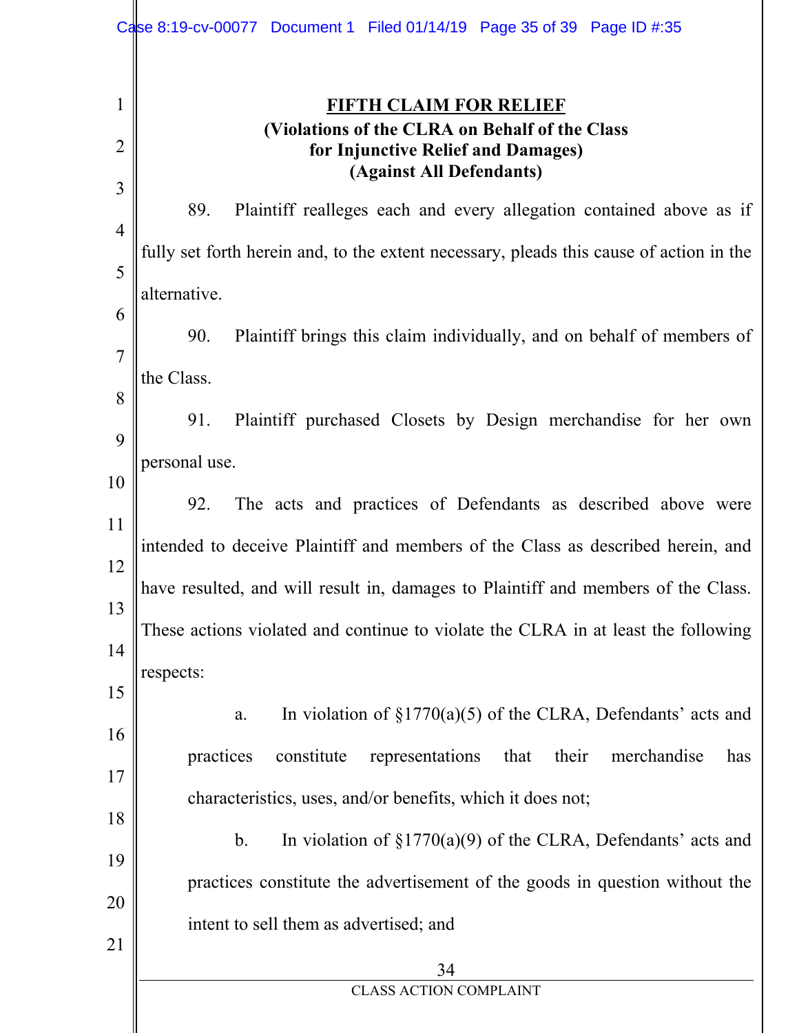**FIFTH CLAIM FOR RELIEF**

**(Violations of the CLRA on Behalf of the Class for Injunctive Relief and Damages)**

**(Against All Defendants)**

89. Plaintiff realleges each and every allegation contained above as if fully set forth herein and, to the extent necessary, pleads this cause of action in the alternative.

90. Plaintiff brings this claim individually, and on behalf of members of the Class.

91. Plaintiff purchased Closets by Design merchandise for her own personal use.

92. The acts and practices of Defendants as described above were intended to deceive Plaintiff and members of the Class as described herein, and have resulted, and will result in, damages to Plaintiff and members of the Class. These actions violated and continue to violate the CLRA in at least the following respects:

a. In violation of §1770(a)(5) of the CLRA, Defendants' acts and practices constitute representations that their merchandise has characteristics, uses, and/or benefits, which it does not;

b. In violation of §1770(a)(9) of the CLRA, Defendants' acts and practices constitute the advertisement of the goods in question without the intent to sell them as advertised; and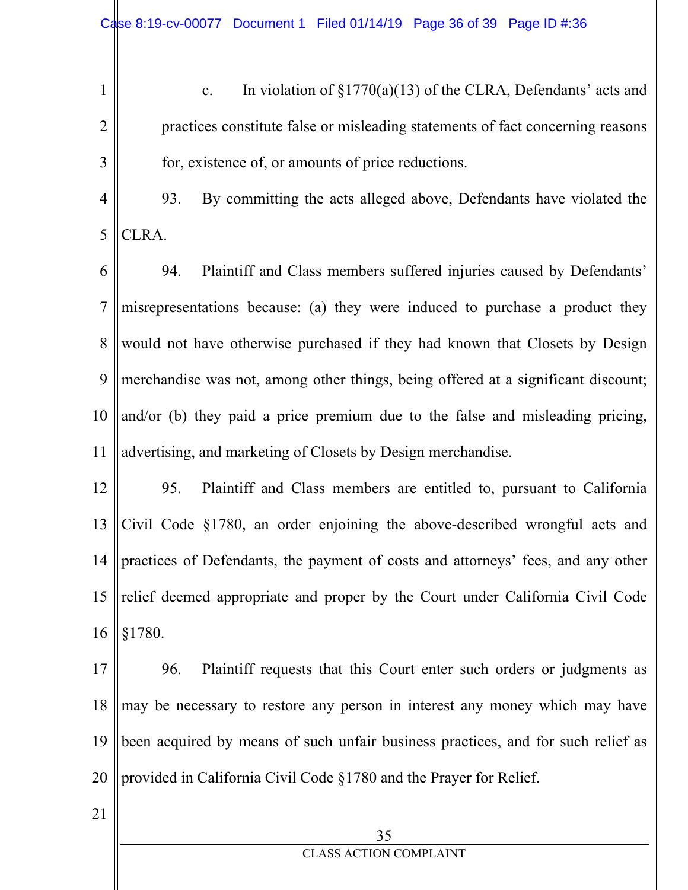c. In violation of §1770(a)(13) of the CLRA, Defendants' acts and practices constitute false or misleading statements of fact concerning reasons for, existence of, or amounts of price reductions.

93. By committing the acts alleged above, Defendants have violated the CLRA.

94. Plaintiff and Class members suffered injuries caused by Defendants' misrepresentations because: (a) they were induced to purchase a product they would not have otherwise purchased if they had known that Closets by Design merchandise was not, among other things, being offered at a significant discount; and/or (b) they paid a price premium due to the false and misleading pricing, advertising, and marketing of Closets by Design merchandise.

95. Plaintiff and Class members are entitled to, pursuant to California Civil Code §1780, an order enjoining the above-described wrongful acts and practices of Defendants, the payment of costs and attorneys' fees, and any other relief deemed appropriate and proper by the Court under California Civil Code §1780.

96. Plaintiff requests that this Court enter such orders or judgments as may be necessary to restore any person in interest any money which may have been acquired by means of such unfair business practices, and for such relief as provided in California Civil Code §1780 and the Prayer for Relief.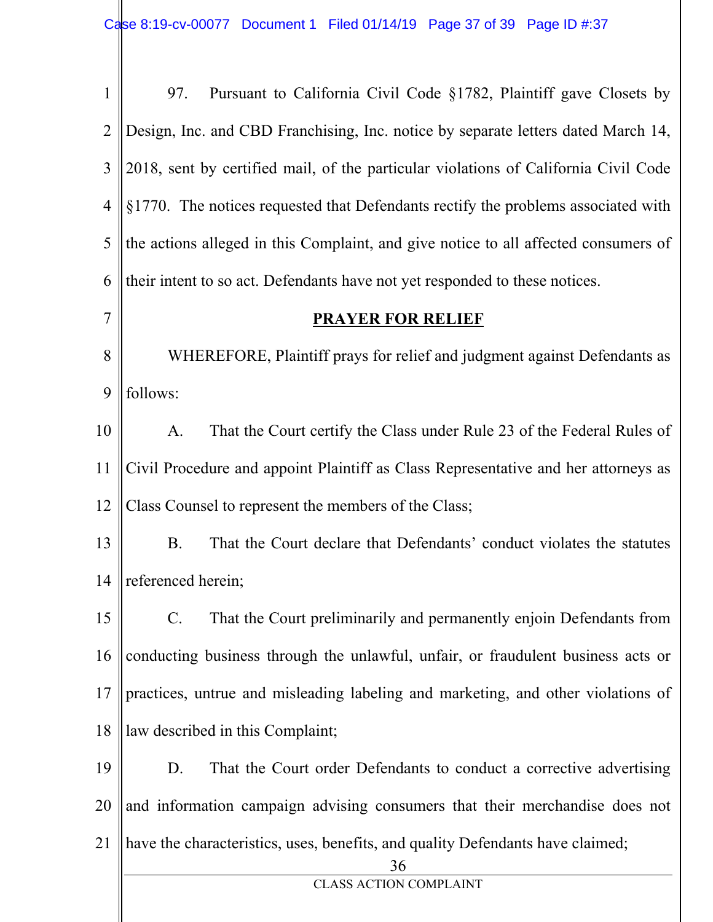97. Pursuant to California Civil Code §1782, Plaintiff gave Closets by Design, Inc. and CBD Franchising, Inc. notice by separate letters dated March 14, 2018, sent by certified mail, of the particular violations of California Civil Code §1770. The notices requested that Defendants rectify the problems associated with the actions alleged in this Complaint, and give notice to all affected consumers of their intent to so act. Defendants have not yet responded to these notices.

## PRAYER FOR RELIEF

WHEREFORE, Plaintiff prays for relief and judgment against Defendants as follows:

A. That the Court certify the Class under Rule 23 of the Federal Rules of Civil Procedure and appoint Plaintiff as Class Representative and her attorneys as Class Counsel to represent the members of the Class;

B. That the Court declare that Defendants' conduct violates the statutes referenced herein;

C. That the Court preliminarily and permanently enjoin Defendants from conducting business through the unlawful, unfair, or fraudulent business acts or practices, untrue and misleading labeling and marketing, and other violations of law described in this Complaint;

D. That the Court order Defendants to conduct a corrective advertising and information campaign advising consumers that their merchandise does not have the characteristics, uses, benefits, and quality Defendants have claimed;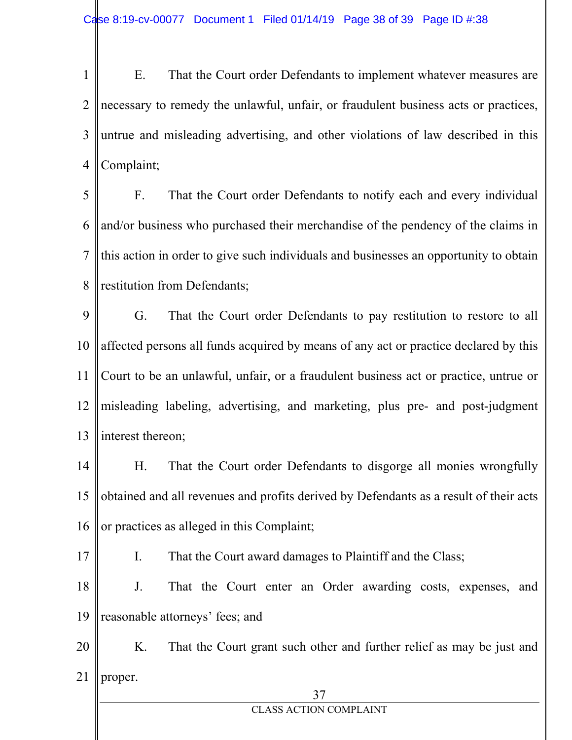E. That the Court order Defendants to implement whatever measures are necessary to remedy the unlawful, unfair, or fraudulent business acts or practices, untrue and misleading advertising, and other violations of law described in this Complaint;

F. That the Court order Defendants to notify each and every individual and/or business who purchased their merchandise of the pendency of the claims in this action in order to give such individuals and businesses an opportunity to obtain restitution from Defendants;

G. That the Court order Defendants to pay restitution to restore to all affected persons all funds acquired by means of any act or practice declared by this Court to be an unlawful, unfair, or a fraudulent business act or practice, untrue or misleading labeling, advertising, and marketing, plus pre- and post-judgment interest thereon;

H. That the Court order Defendants to disgorge all monies wrongfully obtained and all revenues and profits derived by Defendants as a result of their acts or practices as alleged in this Complaint;

I. That the Court award damages to Plaintiff and the Class;

J. That the Court enter an Order awarding costs, expenses, and reasonable attorneys' fees; and

K. That the Court grant such other and further relief as may be just and proper.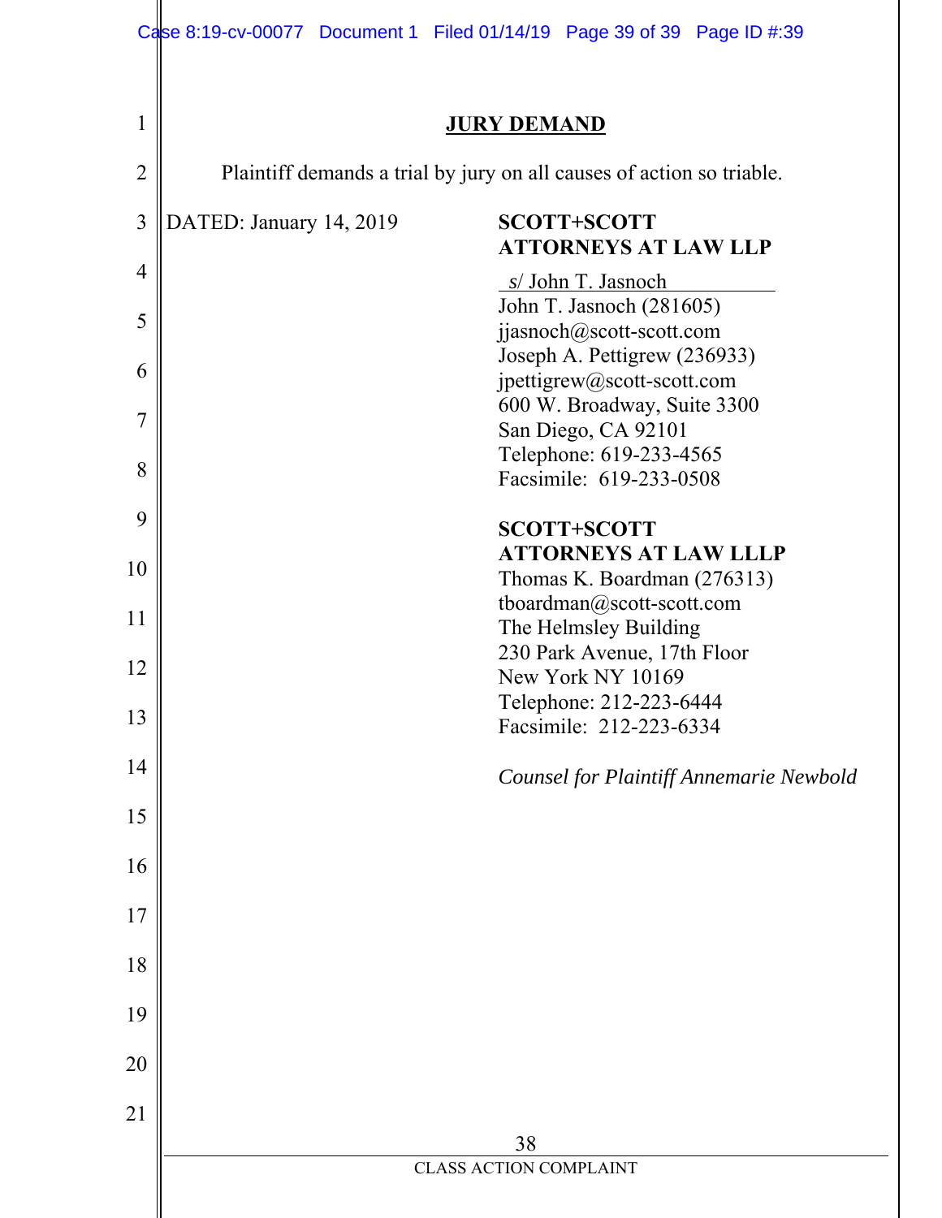## JURY DEMAND

Plaintiff demands a trial by jury on all causes of action so triable.

DATED: January 14, 2019

**SCOTT+SCOTT**
**ATTORNEYS AT LAW LLP**

s/ John T. Jasnoch
John T. Jasnoch (281605)
jjasnoch@scott-scott.com
Joseph A. Pettigrew (236933)
jpettigrew@scott-scott.com
600 W. Broadway, Suite 3300
San Diego, CA 92101
Telephone: 619-233-4565
Facsimile: 619-233-0508

**SCOTT+SCOTT**
**ATTORNEYS AT LAW LLLP**
Thomas K. Boardman (276313)
tboardman@scott-scott.com
The Helmsley Building
230 Park Avenue, 17th Floor
New York NY 10169
Telephone: 212-223-6444
Facsimile: 212-223-6334

*Counsel for Plaintiff Annemarie Newbold*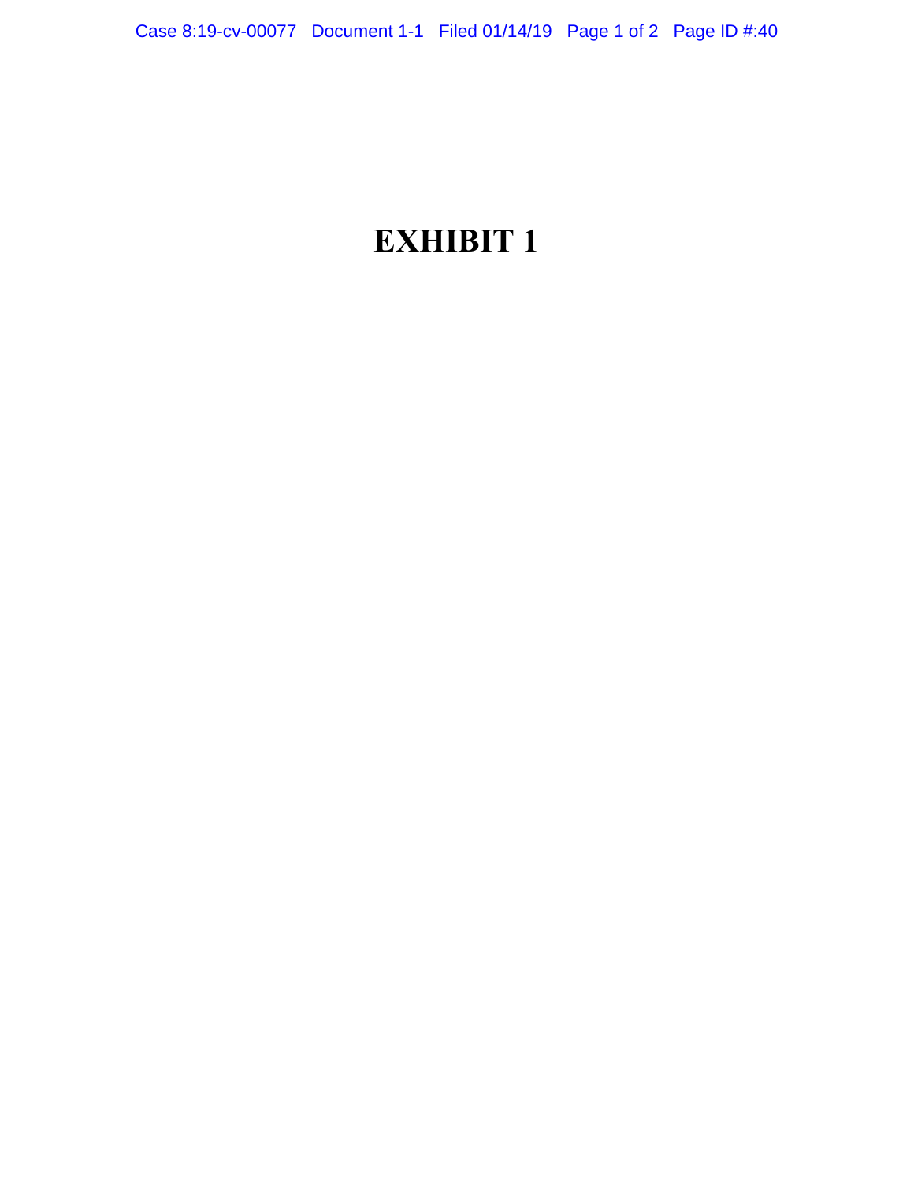# EXHIBIT 1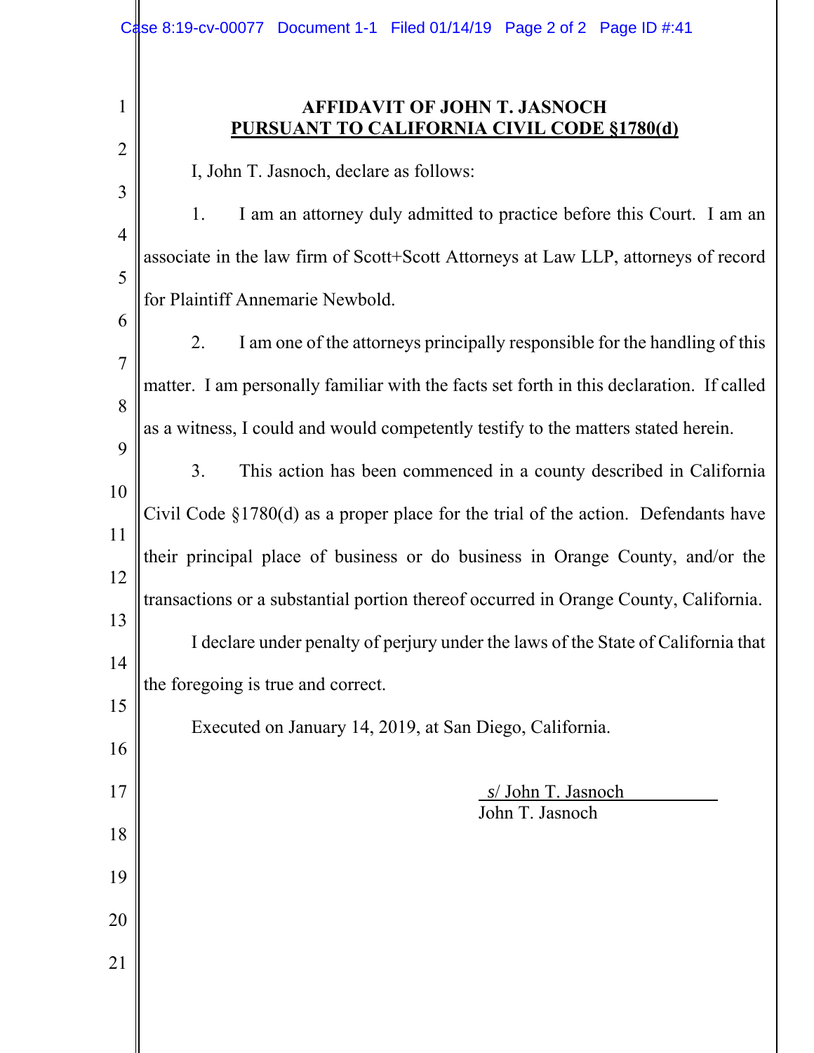# AFFIDAVIT OF JOHN T. JASNOCH
## PURSUANT TO CALIFORNIA CIVIL CODE §1780(d)

I, John T. Jasnoch, declare as follows:

1. I am an attorney duly admitted to practice before this Court. I am an associate in the law firm of Scott+Scott Attorneys at Law LLP, attorneys of record for Plaintiff Annemarie Newbold.

2. I am one of the attorneys principally responsible for the handling of this matter. I am personally familiar with the facts set forth in this declaration. If called as a witness, I could and would competently testify to the matters stated herein.

3. This action has been commenced in a county described in California Civil Code §1780(d) as a proper place for the trial of the action. Defendants have their principal place of business or do business in Orange County, and/or the transactions or a substantial portion thereof occurred in Orange County, California.

I declare under penalty of perjury under the laws of the State of California that the foregoing is true and correct.

Executed on January 14, 2019, at San Diego, California.

s/ John T. Jasnoch
John T. Jasnoch